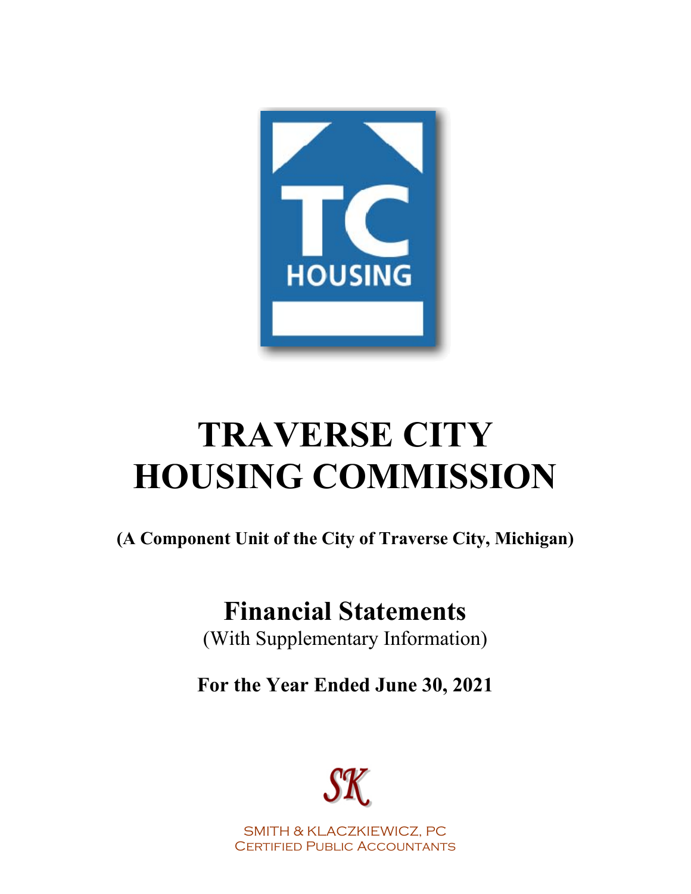TC
HOUSING

# TRAVERSE CITY HOUSING COMMISSION

**(A Component Unit of the City of Traverse City, Michigan)**

## Financial Statements

(With Supplementary Information)

**For the Year Ended June 30, 2021**

SK

SMITH & KLACZKIEWICZ, PC
CERTIFIED PUBLIC ACCOUNTANTS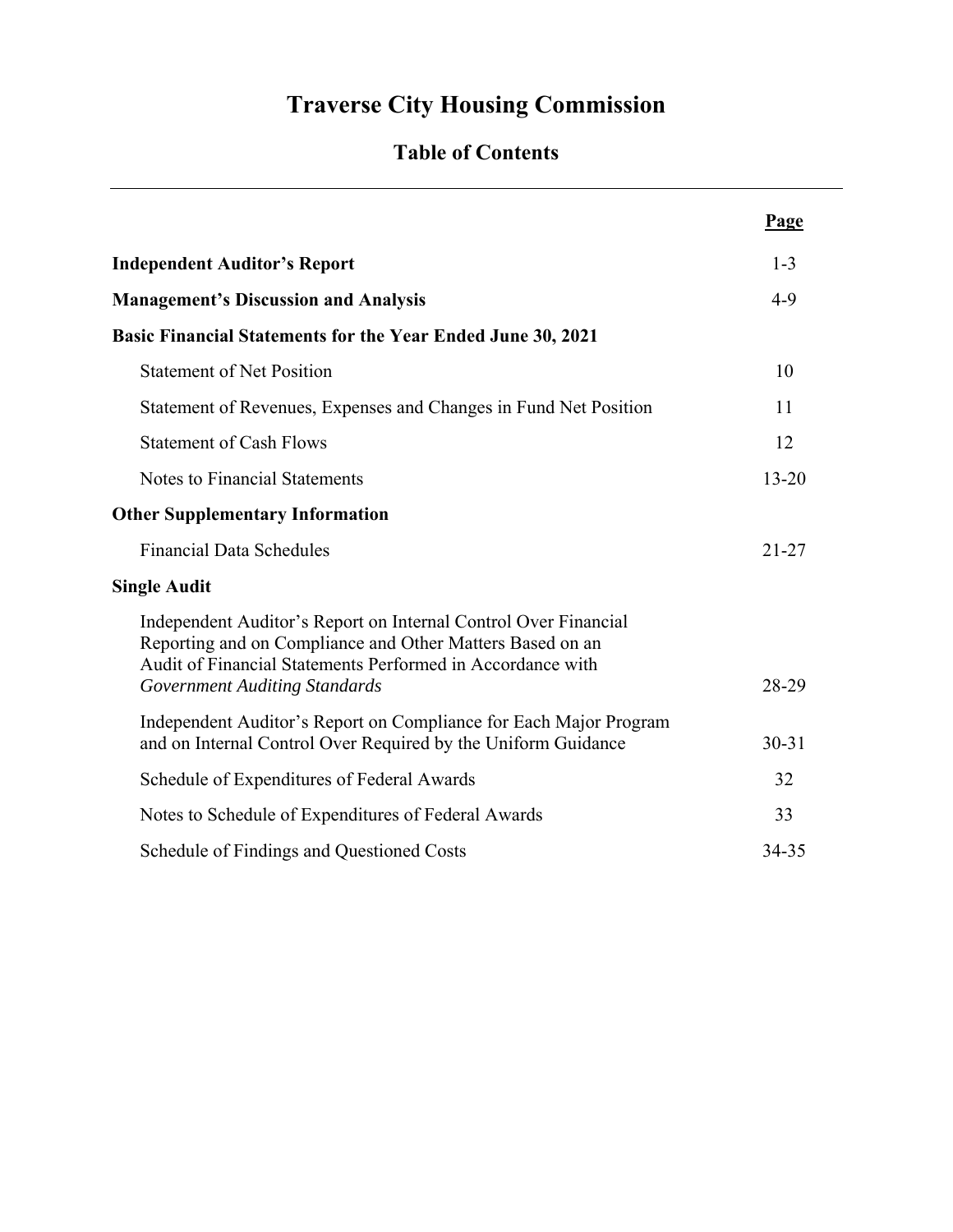# Traverse City Housing Commission

## Table of Contents

| | Page |
|---|---|
| **Independent Auditor's Report** | 1-3 |
| **Management's Discussion and Analysis** | 4-9 |
| **Basic Financial Statements for the Year Ended June 30, 2021** | |
| Statement of Net Position | 10 |
| Statement of Revenues, Expenses and Changes in Fund Net Position | 11 |
| Statement of Cash Flows | 12 |
| Notes to Financial Statements | 13-20 |
| **Other Supplementary Information** | |
| Financial Data Schedules | 21-27 |
| **Single Audit** | |
| Independent Auditor's Report on Internal Control Over Financial Reporting and on Compliance and Other Matters Based on an Audit of Financial Statements Performed in Accordance with *Government Auditing Standards* | 28-29 |
| Independent Auditor's Report on Compliance for Each Major Program and on Internal Control Over Required by the Uniform Guidance | 30-31 |
| Schedule of Expenditures of Federal Awards | 32 |
| Notes to Schedule of Expenditures of Federal Awards | 33 |
| Schedule of Findings and Questioned Costs | 34-35 |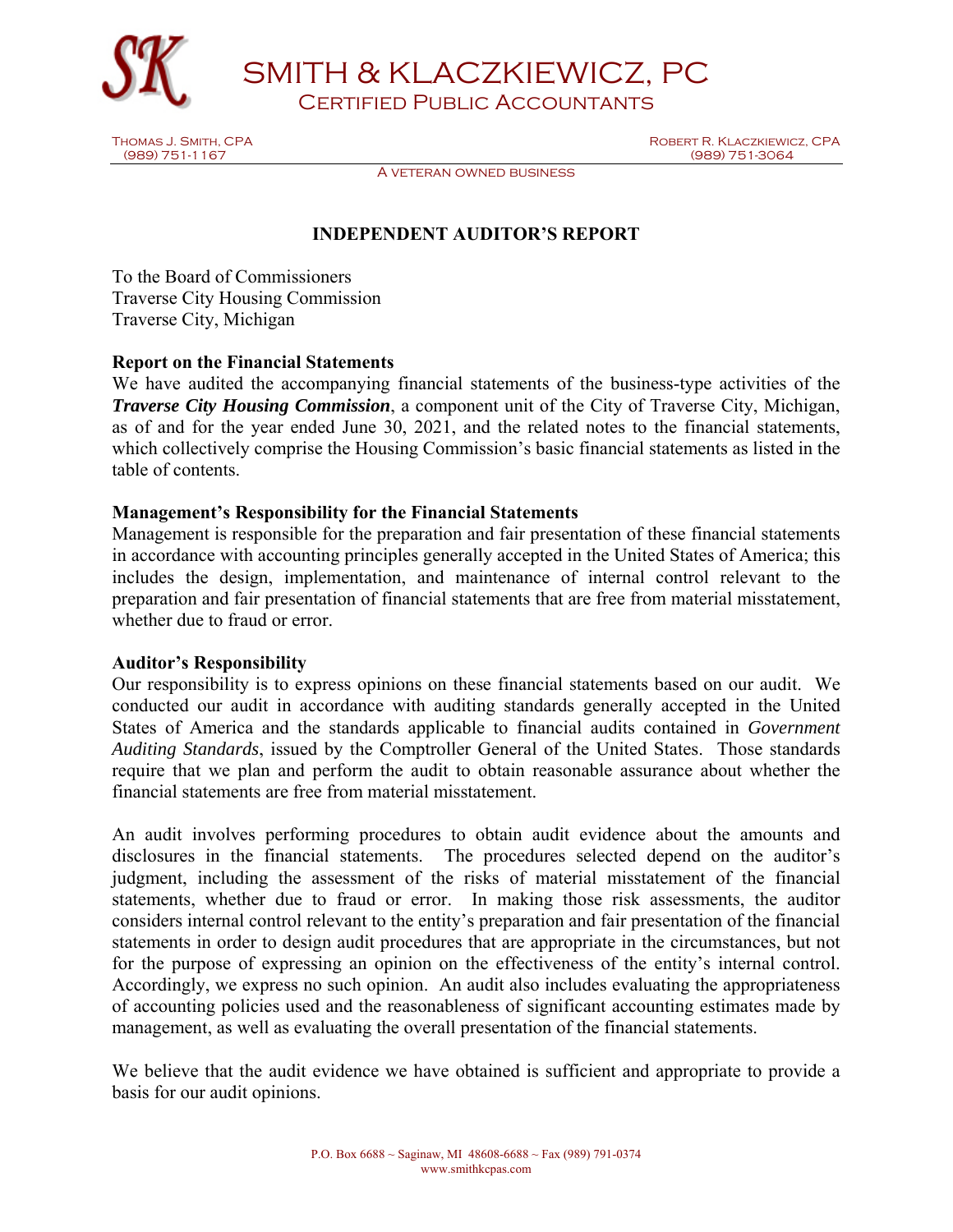# SMITH & KLACZKIEWICZ, PC

Certified Public Accountants

Thomas J. Smith, CPA
(989) 751-1167

Robert R. Klaczkiewicz, CPA
(989) 751-3064

A veteran owned business

## INDEPENDENT AUDITOR'S REPORT

To the Board of Commissioners
Traverse City Housing Commission
Traverse City, Michigan

**Report on the Financial Statements**

We have audited the accompanying financial statements of the business-type activities of the ***Traverse City Housing Commission***, a component unit of the City of Traverse City, Michigan, as of and for the year ended June 30, 2021, and the related notes to the financial statements, which collectively comprise the Housing Commission's basic financial statements as listed in the table of contents.

**Management's Responsibility for the Financial Statements**

Management is responsible for the preparation and fair presentation of these financial statements in accordance with accounting principles generally accepted in the United States of America; this includes the design, implementation, and maintenance of internal control relevant to the preparation and fair presentation of financial statements that are free from material misstatement, whether due to fraud or error.

**Auditor's Responsibility**

Our responsibility is to express opinions on these financial statements based on our audit. We conducted our audit in accordance with auditing standards generally accepted in the United States of America and the standards applicable to financial audits contained in *Government Auditing Standards*, issued by the Comptroller General of the United States. Those standards require that we plan and perform the audit to obtain reasonable assurance about whether the financial statements are free from material misstatement.

An audit involves performing procedures to obtain audit evidence about the amounts and disclosures in the financial statements. The procedures selected depend on the auditor's judgment, including the assessment of the risks of material misstatement of the financial statements, whether due to fraud or error. In making those risk assessments, the auditor considers internal control relevant to the entity's preparation and fair presentation of the financial statements in order to design audit procedures that are appropriate in the circumstances, but not for the purpose of expressing an opinion on the effectiveness of the entity's internal control. Accordingly, we express no such opinion. An audit also includes evaluating the appropriateness of accounting policies used and the reasonableness of significant accounting estimates made by management, as well as evaluating the overall presentation of the financial statements.

We believe that the audit evidence we have obtained is sufficient and appropriate to provide a basis for our audit opinions.

P.O. Box 6688 ~ Saginaw, MI 48608-6688 ~ Fax (989) 791-0374
www.smithkcpas.com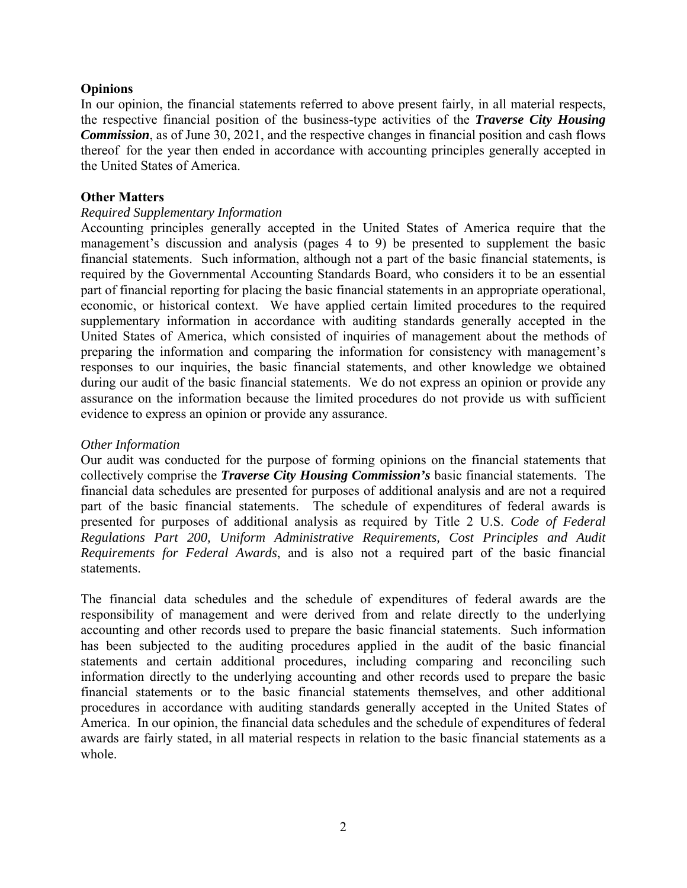**Opinions**

In our opinion, the financial statements referred to above present fairly, in all material respects, the respective financial position of the business-type activities of the ***Traverse City Housing Commission***, as of June 30, 2021, and the respective changes in financial position and cash flows thereof for the year then ended in accordance with accounting principles generally accepted in the United States of America.

**Other Matters**

*Required Supplementary Information*

Accounting principles generally accepted in the United States of America require that the management's discussion and analysis (pages 4 to 9) be presented to supplement the basic financial statements. Such information, although not a part of the basic financial statements, is required by the Governmental Accounting Standards Board, who considers it to be an essential part of financial reporting for placing the basic financial statements in an appropriate operational, economic, or historical context. We have applied certain limited procedures to the required supplementary information in accordance with auditing standards generally accepted in the United States of America, which consisted of inquiries of management about the methods of preparing the information and comparing the information for consistency with management's responses to our inquiries, the basic financial statements, and other knowledge we obtained during our audit of the basic financial statements. We do not express an opinion or provide any assurance on the information because the limited procedures do not provide us with sufficient evidence to express an opinion or provide any assurance.

*Other Information*

Our audit was conducted for the purpose of forming opinions on the financial statements that collectively comprise the ***Traverse City Housing Commission's*** basic financial statements. The financial data schedules are presented for purposes of additional analysis and are not a required part of the basic financial statements. The schedule of expenditures of federal awards is presented for purposes of additional analysis as required by Title 2 U.S. *Code of Federal Regulations Part 200, Uniform Administrative Requirements, Cost Principles and Audit Requirements for Federal Awards*, and is also not a required part of the basic financial statements.

The financial data schedules and the schedule of expenditures of federal awards are the responsibility of management and were derived from and relate directly to the underlying accounting and other records used to prepare the basic financial statements. Such information has been subjected to the auditing procedures applied in the audit of the basic financial statements and certain additional procedures, including comparing and reconciling such information directly to the underlying accounting and other records used to prepare the basic financial statements or to the basic financial statements themselves, and other additional procedures in accordance with auditing standards generally accepted in the United States of America. In our opinion, the financial data schedules and the schedule of expenditures of federal awards are fairly stated, in all material respects in relation to the basic financial statements as a whole.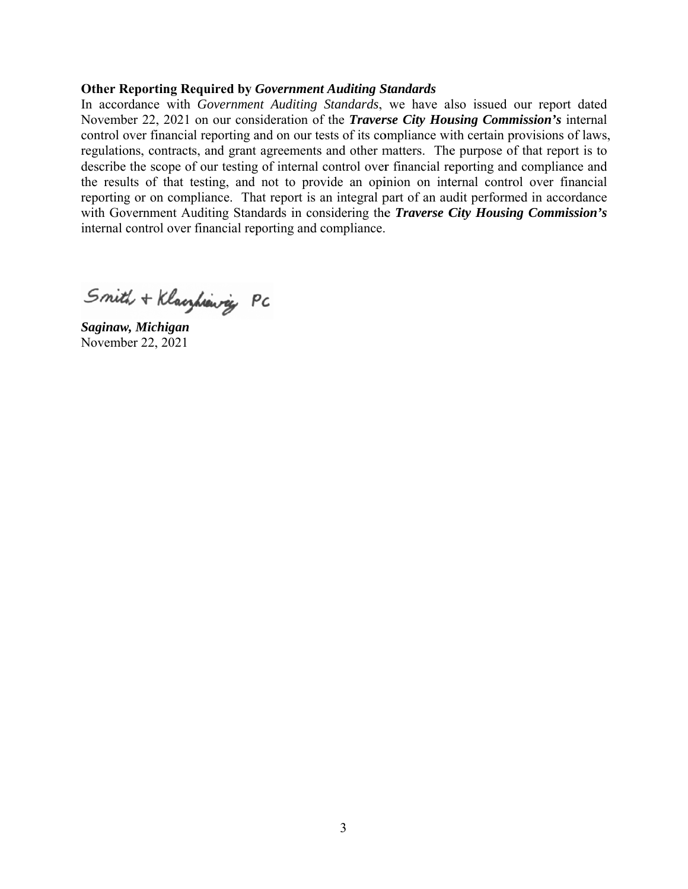**Other Reporting Required by *Government Auditing Standards***

In accordance with *Government Auditing Standards*, we have also issued our report dated November 22, 2021 on our consideration of the ***Traverse City Housing Commission's*** internal control over financial reporting and on our tests of its compliance with certain provisions of laws, regulations, contracts, and grant agreements and other matters. The purpose of that report is to describe the scope of our testing of internal control over financial reporting and compliance and the results of that testing, and not to provide an opinion on internal control over financial reporting or on compliance. That report is an integral part of an audit performed in accordance with Government Auditing Standards in considering the ***Traverse City Housing Commission's*** internal control over financial reporting and compliance.

Smith + Klaczkiewicz PC

***Saginaw, Michigan***
November 22, 2021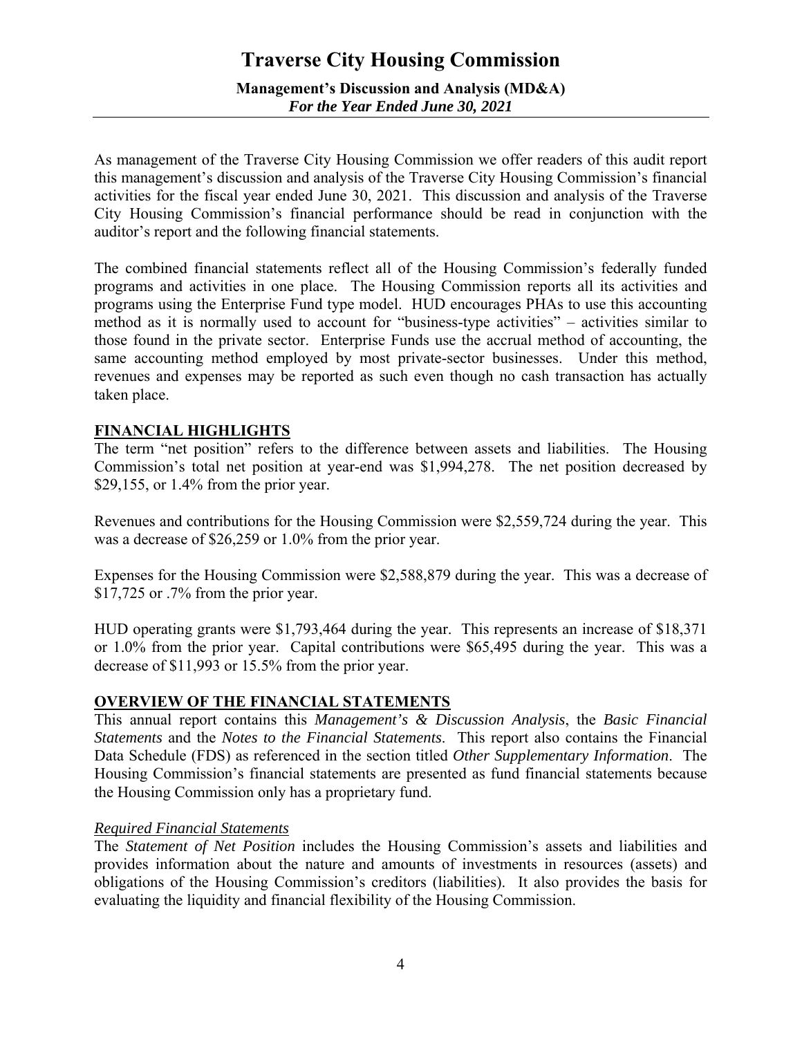# Traverse City Housing Commission

**Management's Discussion and Analysis (MD&A)**
***For the Year Ended June 30, 2021***

As management of the Traverse City Housing Commission we offer readers of this audit report this management's discussion and analysis of the Traverse City Housing Commission's financial activities for the fiscal year ended June 30, 2021. This discussion and analysis of the Traverse City Housing Commission's financial performance should be read in conjunction with the auditor's report and the following financial statements.

The combined financial statements reflect all of the Housing Commission's federally funded programs and activities in one place. The Housing Commission reports all its activities and programs using the Enterprise Fund type model. HUD encourages PHAs to use this accounting method as it is normally used to account for "business-type activities" – activities similar to those found in the private sector. Enterprise Funds use the accrual method of accounting, the same accounting method employed by most private-sector businesses. Under this method, revenues and expenses may be reported as such even though no cash transaction has actually taken place.

## FINANCIAL HIGHLIGHTS

The term "net position" refers to the difference between assets and liabilities. The Housing Commission's total net position at year-end was $1,994,278. The net position decreased by $29,155, or 1.4% from the prior year.

Revenues and contributions for the Housing Commission were $2,559,724 during the year. This was a decrease of $26,259 or 1.0% from the prior year.

Expenses for the Housing Commission were $2,588,879 during the year. This was a decrease of $17,725 or .7% from the prior year.

HUD operating grants were $1,793,464 during the year. This represents an increase of $18,371 or 1.0% from the prior year. Capital contributions were $65,495 during the year. This was a decrease of $11,993 or 15.5% from the prior year.

## OVERVIEW OF THE FINANCIAL STATEMENTS

This annual report contains this *Management's & Discussion Analysis*, the *Basic Financial Statements* and the *Notes to the Financial Statements*. This report also contains the Financial Data Schedule (FDS) as referenced in the section titled *Other Supplementary Information*. The Housing Commission's financial statements are presented as fund financial statements because the Housing Commission only has a proprietary fund.

### *Required Financial Statements*

The *Statement of Net Position* includes the Housing Commission's assets and liabilities and provides information about the nature and amounts of investments in resources (assets) and obligations of the Housing Commission's creditors (liabilities). It also provides the basis for evaluating the liquidity and financial flexibility of the Housing Commission.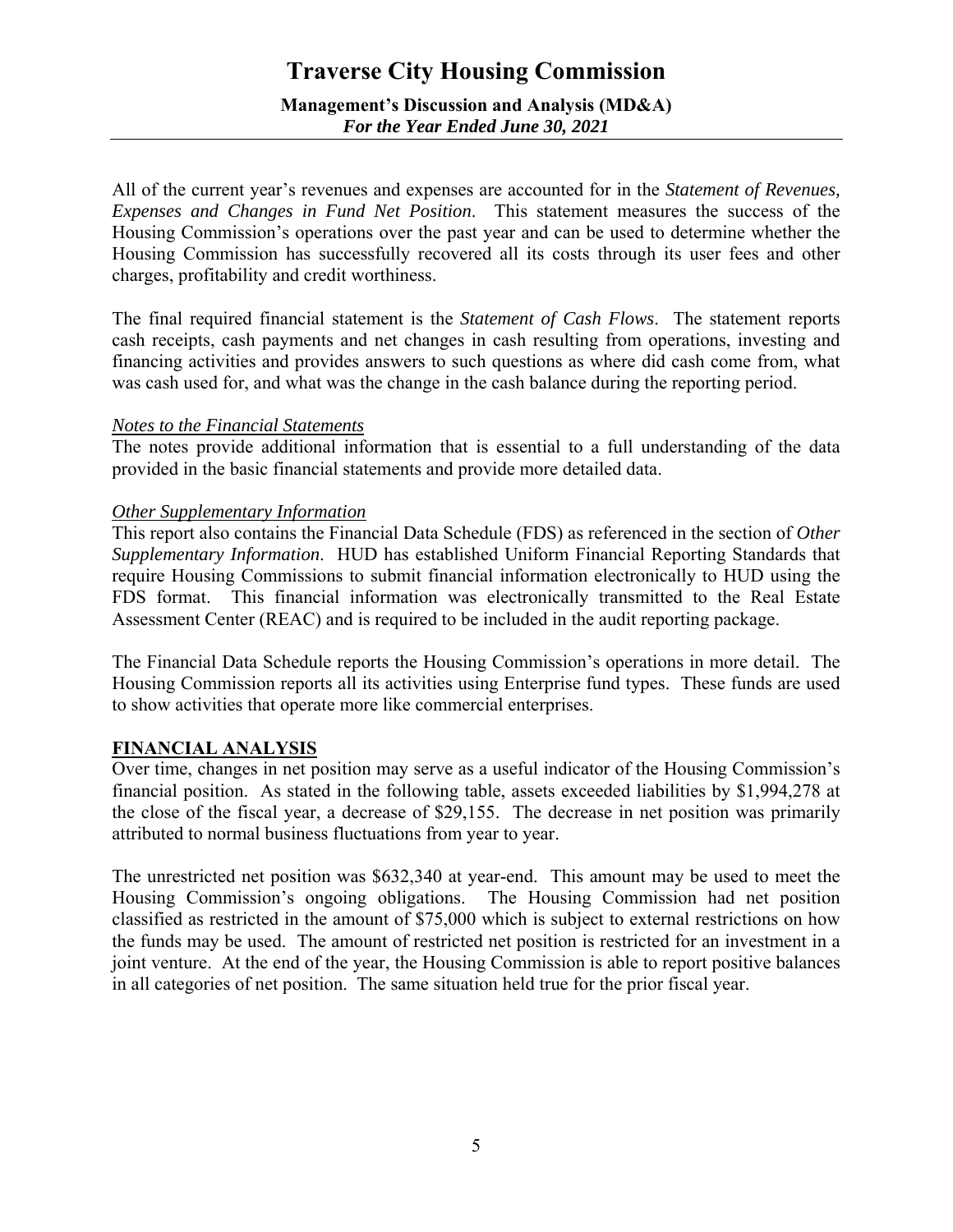All of the current year's revenues and expenses are accounted for in the *Statement of Revenues, Expenses and Changes in Fund Net Position*. This statement measures the success of the Housing Commission's operations over the past year and can be used to determine whether the Housing Commission has successfully recovered all its costs through its user fees and other charges, profitability and credit worthiness.

The final required financial statement is the *Statement of Cash Flows*. The statement reports cash receipts, cash payments and net changes in cash resulting from operations, investing and financing activities and provides answers to such questions as where did cash come from, what was cash used for, and what was the change in the cash balance during the reporting period.

*Notes to the Financial Statements*

The notes provide additional information that is essential to a full understanding of the data provided in the basic financial statements and provide more detailed data.

*Other Supplementary Information*

This report also contains the Financial Data Schedule (FDS) as referenced in the section of *Other Supplementary Information*. HUD has established Uniform Financial Reporting Standards that require Housing Commissions to submit financial information electronically to HUD using the FDS format. This financial information was electronically transmitted to the Real Estate Assessment Center (REAC) and is required to be included in the audit reporting package.

The Financial Data Schedule reports the Housing Commission's operations in more detail. The Housing Commission reports all its activities using Enterprise fund types. These funds are used to show activities that operate more like commercial enterprises.

## FINANCIAL ANALYSIS

Over time, changes in net position may serve as a useful indicator of the Housing Commission's financial position. As stated in the following table, assets exceeded liabilities by $1,994,278 at the close of the fiscal year, a decrease of $29,155. The decrease in net position was primarily attributed to normal business fluctuations from year to year.

The unrestricted net position was $632,340 at year-end. This amount may be used to meet the Housing Commission's ongoing obligations. The Housing Commission had net position classified as restricted in the amount of $75,000 which is subject to external restrictions on how the funds may be used. The amount of restricted net position is restricted for an investment in a joint venture. At the end of the year, the Housing Commission is able to report positive balances in all categories of net position. The same situation held true for the prior fiscal year.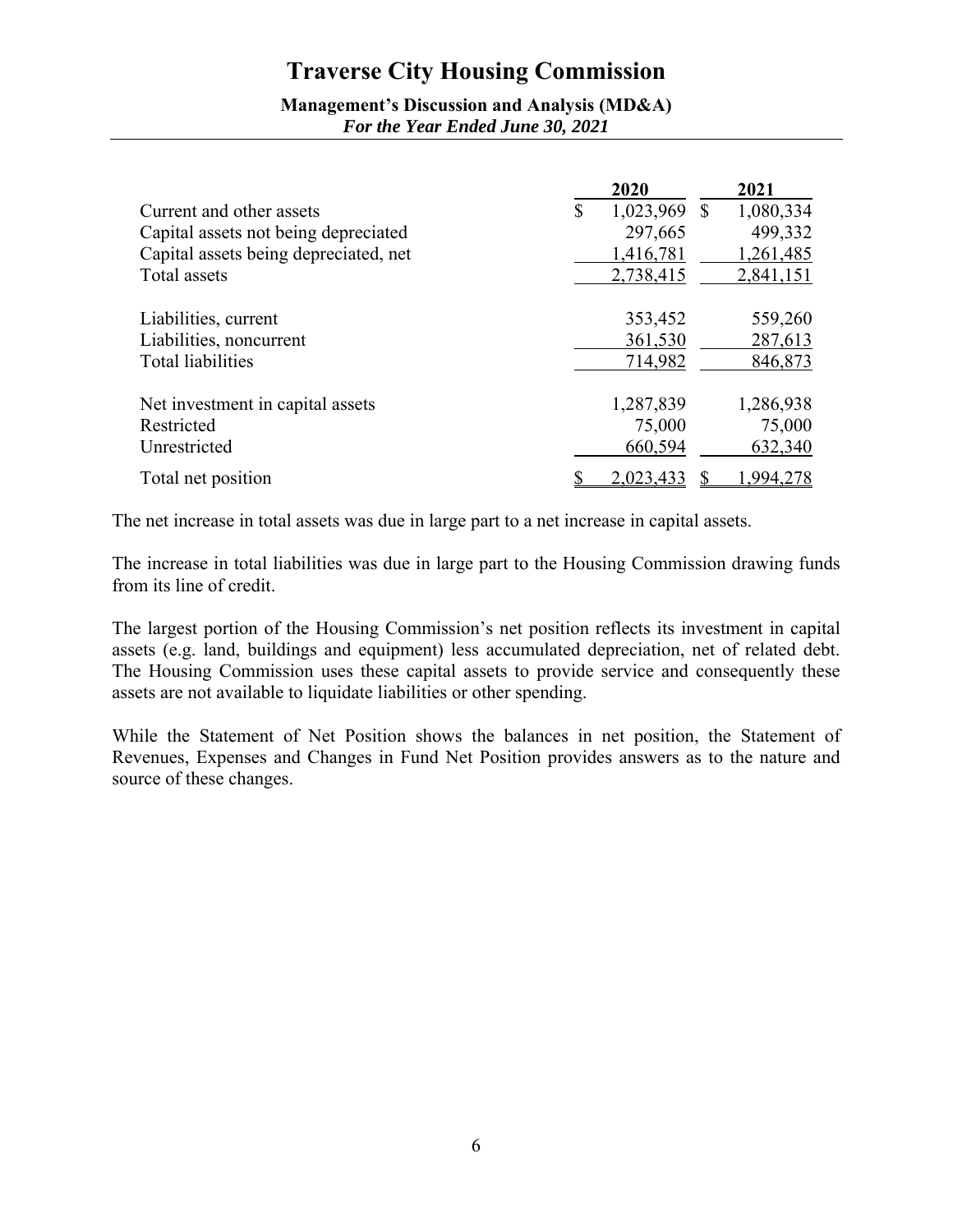# Traverse City Housing Commission

**Management's Discussion and Analysis (MD&A)**
***For the Year Ended June 30, 2021***

| | 2020 | 2021 |
|---|---|---|
| Current and other assets | $ 1,023,969 | $ 1,080,334 |
| Capital assets not being depreciated | 297,665 | 499,332 |
| Capital assets being depreciated, net | 1,416,781 | 1,261,485 |
| Total assets | 2,738,415 | 2,841,151 |
| | | |
| Liabilities, current | 353,452 | 559,260 |
| Liabilities, noncurrent | 361,530 | 287,613 |
| Total liabilities | 714,982 | 846,873 |
| | | |
| Net investment in capital assets | 1,287,839 | 1,286,938 |
| Restricted | 75,000 | 75,000 |
| Unrestricted | 660,594 | 632,340 |
| Total net position | $ 2,023,433 | $ 1,994,278 |

The net increase in total assets was due in large part to a net increase in capital assets.

The increase in total liabilities was due in large part to the Housing Commission drawing funds from its line of credit.

The largest portion of the Housing Commission's net position reflects its investment in capital assets (e.g. land, buildings and equipment) less accumulated depreciation, net of related debt. The Housing Commission uses these capital assets to provide service and consequently these assets are not available to liquidate liabilities or other spending.

While the Statement of Net Position shows the balances in net position, the Statement of Revenues, Expenses and Changes in Fund Net Position provides answers as to the nature and source of these changes.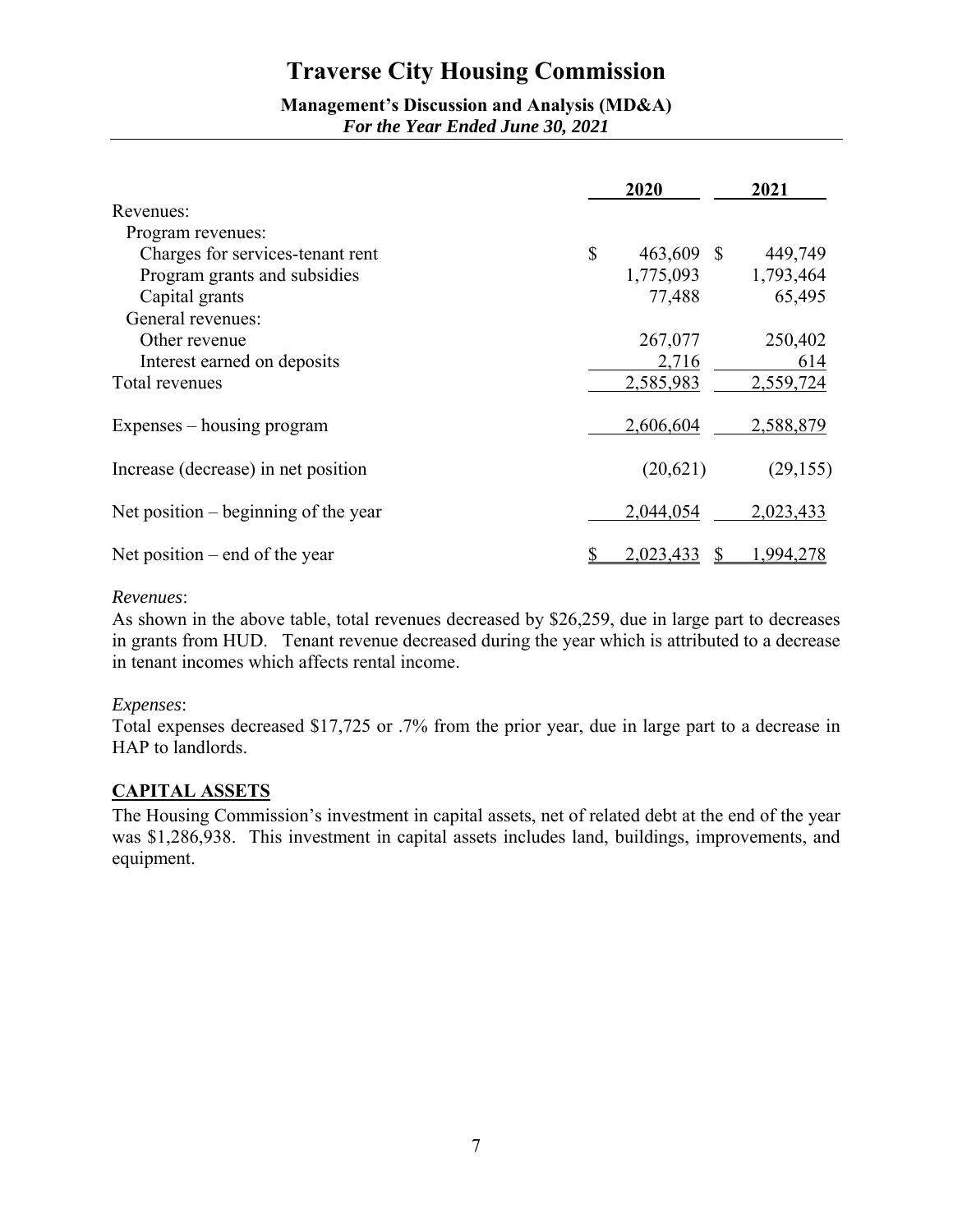# Traverse City Housing Commission

**Management's Discussion and Analysis (MD&A)**
***For the Year Ended June 30, 2021***

| | 2020 | 2021 |
|---|---|---|
| Revenues: | | |
| Program revenues: | | |
| Charges for services-tenant rent | $ 463,609 | $ 449,749 |
| Program grants and subsidies | 1,775,093 | 1,793,464 |
| Capital grants | 77,488 | 65,495 |
| General revenues: | | |
| Other revenue | 267,077 | 250,402 |
| Interest earned on deposits | 2,716 | 614 |
| Total revenues | 2,585,983 | 2,559,724 |
| Expenses – housing program | 2,606,604 | 2,588,879 |
| Increase (decrease) in net position | (20,621) | (29,155) |
| Net position – beginning of the year | 2,044,054 | 2,023,433 |
| Net position – end of the year | $ 2,023,433 | $ 1,994,278 |

*Revenues*:
As shown in the above table, total revenues decreased by $26,259, due in large part to decreases in grants from HUD. Tenant revenue decreased during the year which is attributed to a decrease in tenant incomes which affects rental income.

*Expenses*:
Total expenses decreased $17,725 or .7% from the prior year, due in large part to a decrease in HAP to landlords.

## CAPITAL ASSETS

The Housing Commission's investment in capital assets, net of related debt at the end of the year was $1,286,938. This investment in capital assets includes land, buildings, improvements, and equipment.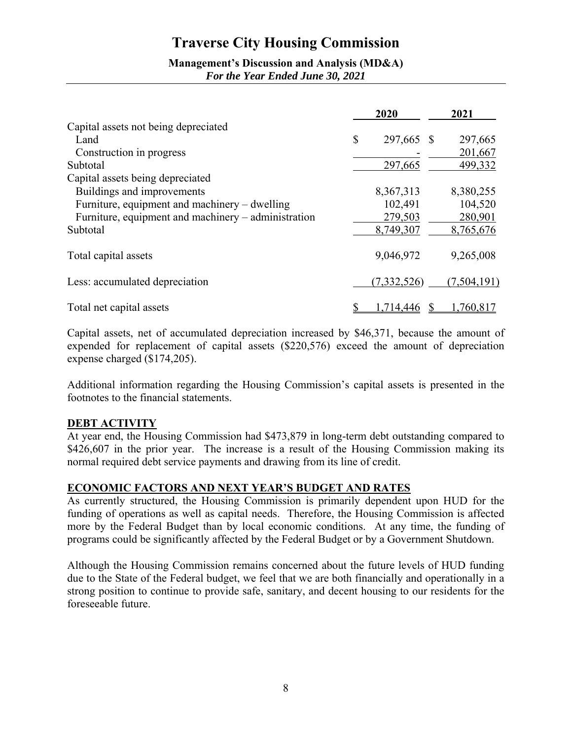| | 2020 | 2021 |
|---|---|---|
| Capital assets not being depreciated | | |
| Land | $ 297,665 | $ 297,665 |
| Construction in progress | - | 201,667 |
| Subtotal | 297,665 | 499,332 |
| Capital assets being depreciated | | |
| Buildings and improvements | 8,367,313 | 8,380,255 |
| Furniture, equipment and machinery – dwelling | 102,491 | 104,520 |
| Furniture, equipment and machinery – administration | 279,503 | 280,901 |
| Subtotal | 8,749,307 | 8,765,676 |
| Total capital assets | 9,046,972 | 9,265,008 |
| Less: accumulated depreciation | (7,332,526) | (7,504,191) |
| Total net capital assets | $ 1,714,446 | $ 1,760,817 |

Capital assets, net of accumulated depreciation increased by $46,371, because the amount of expended for replacement of capital assets ($220,576) exceed the amount of depreciation expense charged ($174,205).

Additional information regarding the Housing Commission's capital assets is presented in the footnotes to the financial statements.

## DEBT ACTIVITY

At year end, the Housing Commission had $473,879 in long-term debt outstanding compared to $426,607 in the prior year. The increase is a result of the Housing Commission making its normal required debt service payments and drawing from its line of credit.

## ECONOMIC FACTORS AND NEXT YEAR'S BUDGET AND RATES

As currently structured, the Housing Commission is primarily dependent upon HUD for the funding of operations as well as capital needs. Therefore, the Housing Commission is affected more by the Federal Budget than by local economic conditions. At any time, the funding of programs could be significantly affected by the Federal Budget or by a Government Shutdown.

Although the Housing Commission remains concerned about the future levels of HUD funding due to the State of the Federal budget, we feel that we are both financially and operationally in a strong position to continue to provide safe, sanitary, and decent housing to our residents for the foreseeable future.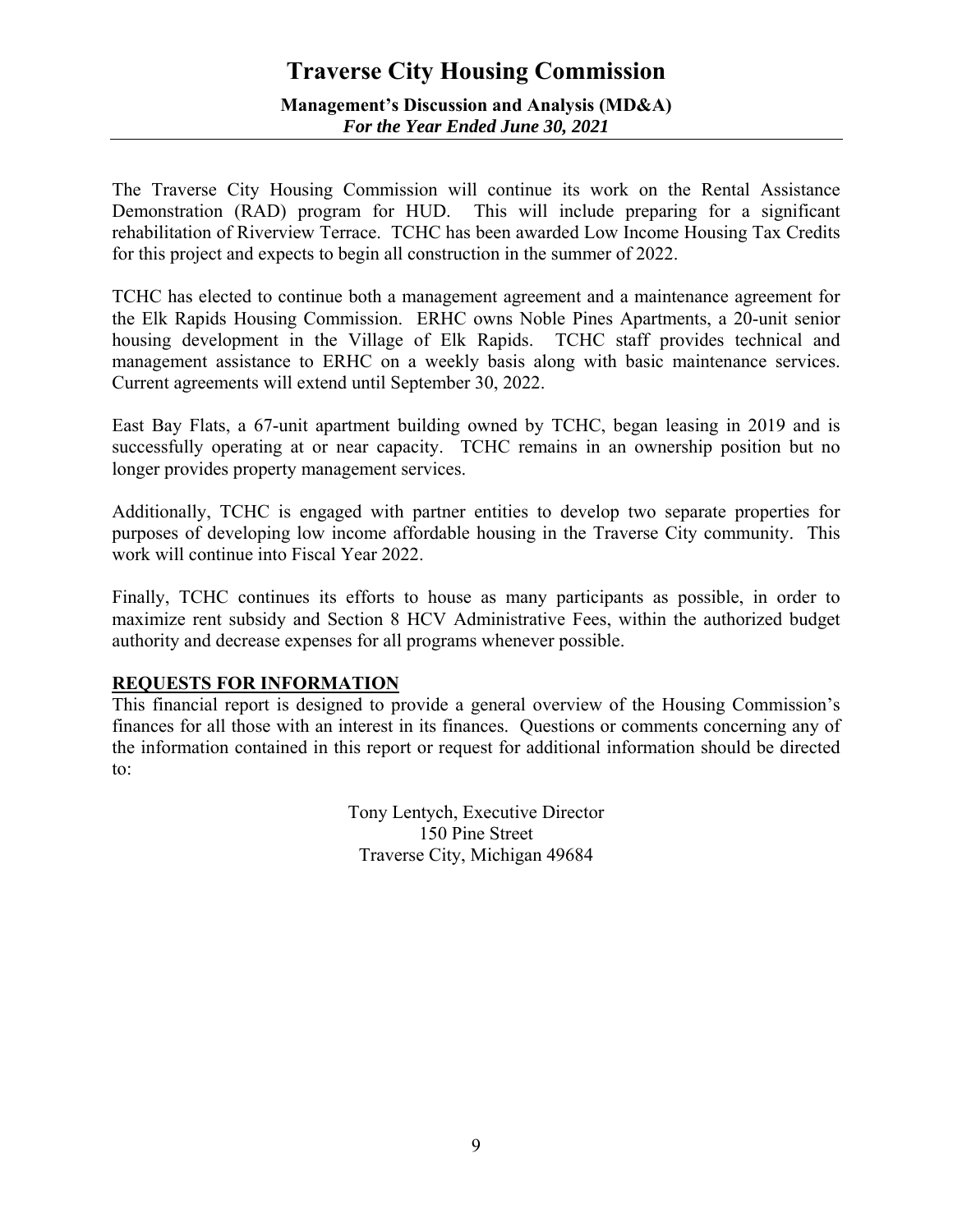The Traverse City Housing Commission will continue its work on the Rental Assistance Demonstration (RAD) program for HUD. This will include preparing for a significant rehabilitation of Riverview Terrace. TCHC has been awarded Low Income Housing Tax Credits for this project and expects to begin all construction in the summer of 2022.

TCHC has elected to continue both a management agreement and a maintenance agreement for the Elk Rapids Housing Commission. ERHC owns Noble Pines Apartments, a 20-unit senior housing development in the Village of Elk Rapids. TCHC staff provides technical and management assistance to ERHC on a weekly basis along with basic maintenance services. Current agreements will extend until September 30, 2022.

East Bay Flats, a 67-unit apartment building owned by TCHC, began leasing in 2019 and is successfully operating at or near capacity. TCHC remains in an ownership position but no longer provides property management services.

Additionally, TCHC is engaged with partner entities to develop two separate properties for purposes of developing low income affordable housing in the Traverse City community. This work will continue into Fiscal Year 2022.

Finally, TCHC continues its efforts to house as many participants as possible, in order to maximize rent subsidy and Section 8 HCV Administrative Fees, within the authorized budget authority and decrease expenses for all programs whenever possible.

## REQUESTS FOR INFORMATION

This financial report is designed to provide a general overview of the Housing Commission's finances for all those with an interest in its finances. Questions or comments concerning any of the information contained in this report or request for additional information should be directed to:

Tony Lentych, Executive Director
150 Pine Street
Traverse City, Michigan 49684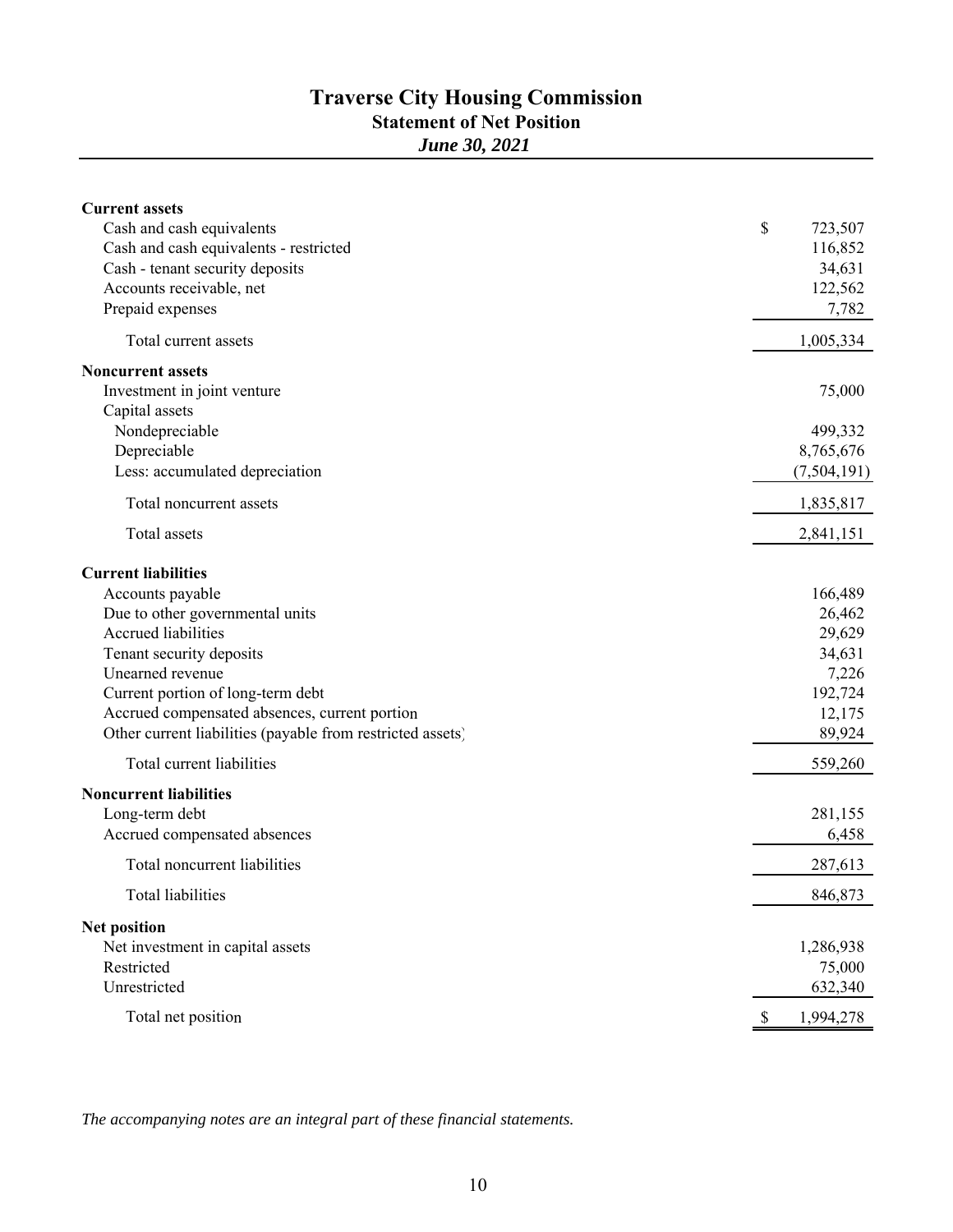# Traverse City Housing Commission
## Statement of Net Position
### *June 30, 2021*

| | |
|---|---|
| **Current assets** | |
| Cash and cash equivalents | $ 723,507 |
| Cash and cash equivalents - restricted | 116,852 |
| Cash - tenant security deposits | 34,631 |
| Accounts receivable, net | 122,562 |
| Prepaid expenses | 7,782 |
| Total current assets | 1,005,334 |
| **Noncurrent assets** | |
| Investment in joint venture | 75,000 |
| Capital assets | |
| Nondepreciable | 499,332 |
| Depreciable | 8,765,676 |
| Less: accumulated depreciation | (7,504,191) |
| Total noncurrent assets | 1,835,817 |
| Total assets | 2,841,151 |
| **Current liabilities** | |
| Accounts payable | 166,489 |
| Due to other governmental units | 26,462 |
| Accrued liabilities | 29,629 |
| Tenant security deposits | 34,631 |
| Unearned revenue | 7,226 |
| Current portion of long-term debt | 192,724 |
| Accrued compensated absences, current portion | 12,175 |
| Other current liabilities (payable from restricted assets) | 89,924 |
| Total current liabilities | 559,260 |
| **Noncurrent liabilities** | |
| Long-term debt | 281,155 |
| Accrued compensated absences | 6,458 |
| Total noncurrent liabilities | 287,613 |
| Total liabilities | 846,873 |
| **Net position** | |
| Net investment in capital assets | 1,286,938 |
| Restricted | 75,000 |
| Unrestricted | 632,340 |
| Total net position | $ 1,994,278 |

*The accompanying notes are an integral part of these financial statements.*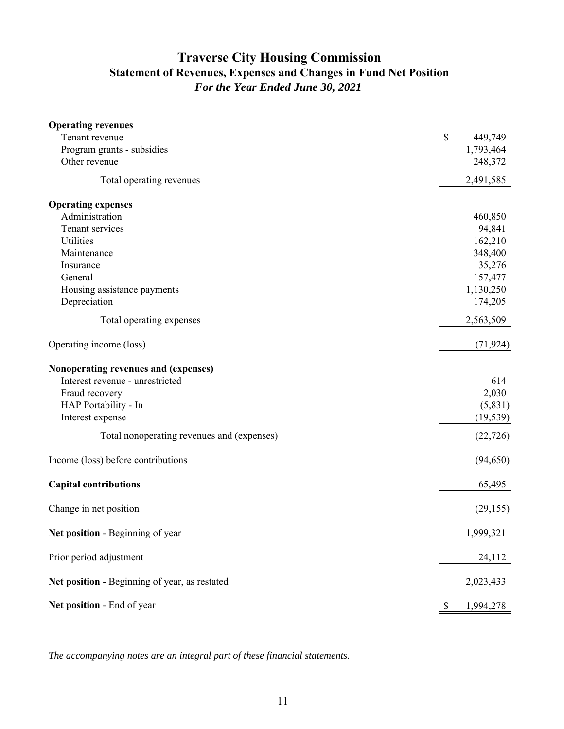# Traverse City Housing Commission

## Statement of Revenues, Expenses and Changes in Fund Net Position

*For the Year Ended June 30, 2021*

| | |
|---|---|
| **Operating revenues** | |
| Tenant revenue | $ 449,749 |
| Program grants - subsidies | 1,793,464 |
| Other revenue | 248,372 |
| Total operating revenues | 2,491,585 |
| **Operating expenses** | |
| Administration | 460,850 |
| Tenant services | 94,841 |
| Utilities | 162,210 |
| Maintenance | 348,400 |
| Insurance | 35,276 |
| General | 157,477 |
| Housing assistance payments | 1,130,250 |
| Depreciation | 174,205 |
| Total operating expenses | 2,563,509 |
| Operating income (loss) | (71,924) |
| **Nonoperating revenues and (expenses)** | |
| Interest revenue - unrestricted | 614 |
| Fraud recovery | 2,030 |
| HAP Portability - In | (5,831) |
| Interest expense | (19,539) |
| Total nonoperating revenues and (expenses) | (22,726) |
| Income (loss) before contributions | (94,650) |
| **Capital contributions** | 65,495 |
| Change in net position | (29,155) |
| **Net position** - Beginning of year | 1,999,321 |
| Prior period adjustment | 24,112 |
| **Net position** - Beginning of year, as restated | 2,023,433 |
| **Net position** - End of year | $ 1,994,278 |

*The accompanying notes are an integral part of these financial statements.*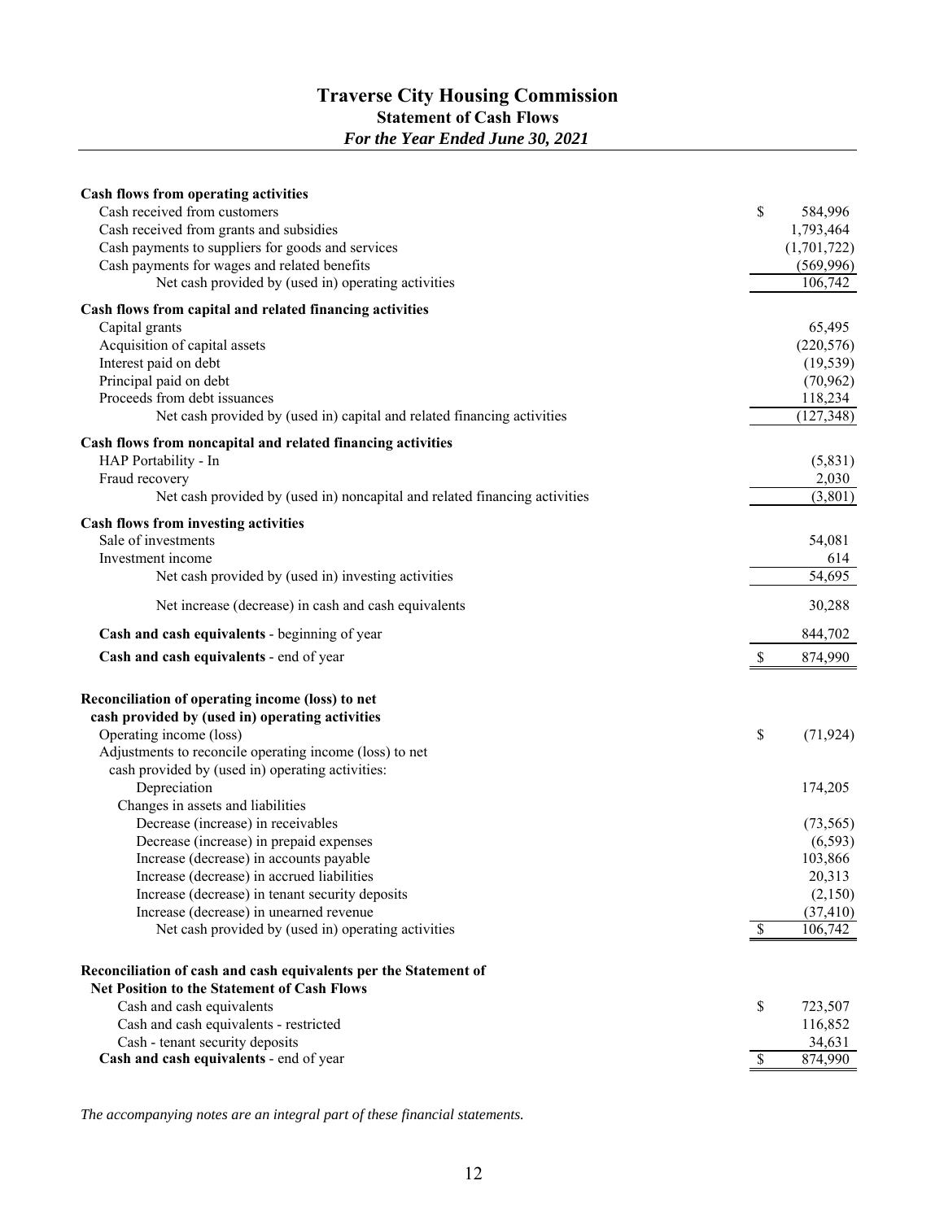# Traverse City Housing Commission

## Statement of Cash Flows

### *For the Year Ended June 30, 2021*

| | |
|---|---|
| **Cash flows from operating activities** | |
| Cash received from customers | $ 584,996 |
| Cash received from grants and subsidies | 1,793,464 |
| Cash payments to suppliers for goods and services | (1,701,722) |
| Cash payments for wages and related benefits | (569,996) |
| Net cash provided by (used in) operating activities | 106,742 |
| **Cash flows from capital and related financing activities** | |
| Capital grants | 65,495 |
| Acquisition of capital assets | (220,576) |
| Interest paid on debt | (19,539) |
| Principal paid on debt | (70,962) |
| Proceeds from debt issuances | 118,234 |
| Net cash provided by (used in) capital and related financing activities | (127,348) |
| **Cash flows from noncapital and related financing activities** | |
| HAP Portability - In | (5,831) |
| Fraud recovery | 2,030 |
| Net cash provided by (used in) noncapital and related financing activities | (3,801) |
| **Cash flows from investing activities** | |
| Sale of investments | 54,081 |
| Investment income | 614 |
| Net cash provided by (used in) investing activities | 54,695 |
| Net increase (decrease) in cash and cash equivalents | 30,288 |
| **Cash and cash equivalents** - beginning of year | 844,702 |
| **Cash and cash equivalents** - end of year | $ 874,990 |
| | |
| **Reconciliation of operating income (loss) to net cash provided by (used in) operating activities** | |
| Operating income (loss) | $ (71,924) |
| Adjustments to reconcile operating income (loss) to net cash provided by (used in) operating activities: | |
| Depreciation | 174,205 |
| Changes in assets and liabilities | |
| Decrease (increase) in receivables | (73,565) |
| Decrease (increase) in prepaid expenses | (6,593) |
| Increase (decrease) in accounts payable | 103,866 |
| Increase (decrease) in accrued liabilities | 20,313 |
| Increase (decrease) in tenant security deposits | (2,150) |
| Increase (decrease) in unearned revenue | (37,410) |
| Net cash provided by (used in) operating activities | $ 106,742 |
| | |
| **Reconciliation of cash and cash equivalents per the Statement of Net Position to the Statement of Cash Flows** | |
| Cash and cash equivalents | $ 723,507 |
| Cash and cash equivalents - restricted | 116,852 |
| Cash - tenant security deposits | 34,631 |
| **Cash and cash equivalents** - end of year | $ 874,990 |

*The accompanying notes are an integral part of these financial statements.*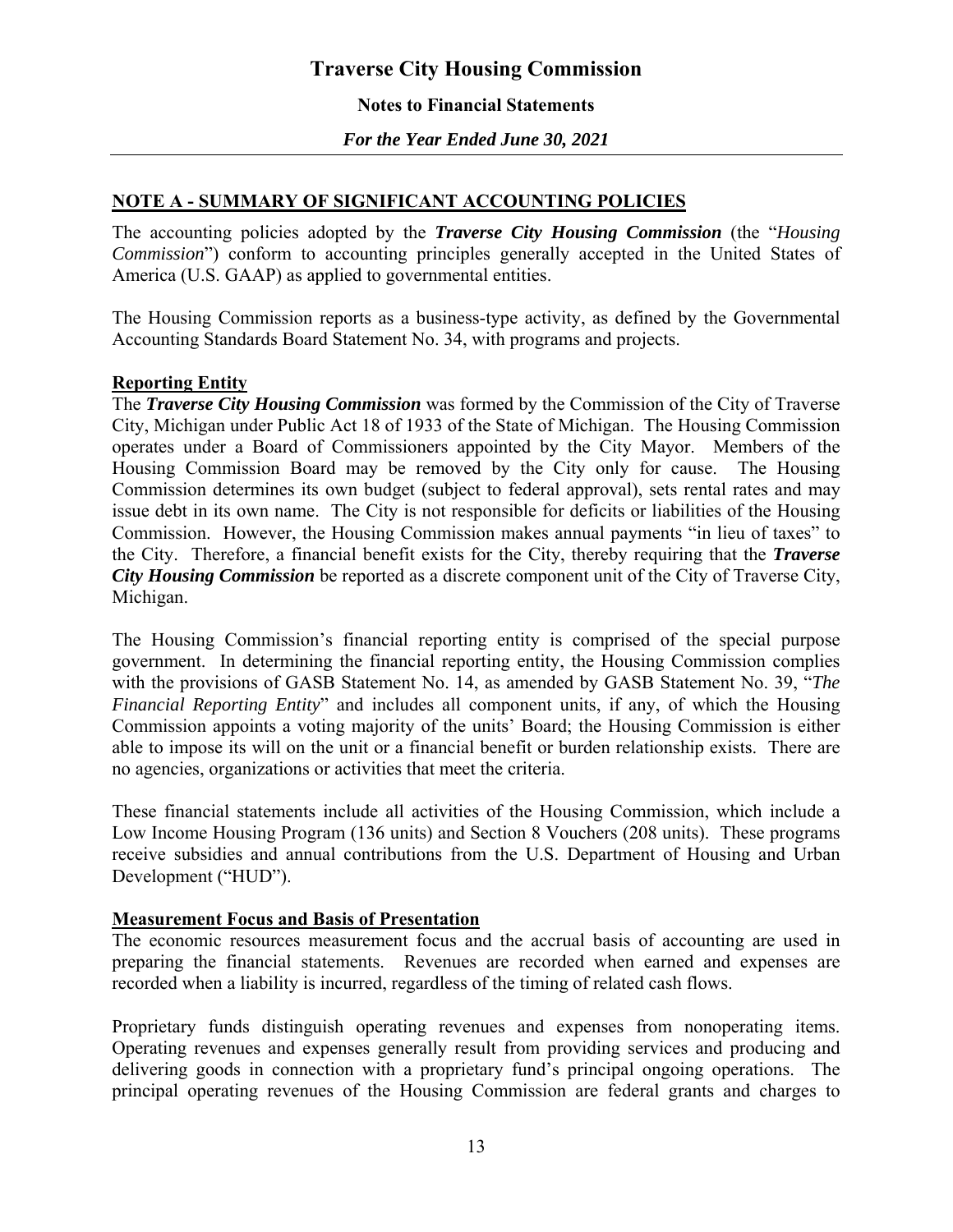## NOTE A - SUMMARY OF SIGNIFICANT ACCOUNTING POLICIES

The accounting policies adopted by the ***Traverse City Housing Commission*** (the "*Housing Commission*") conform to accounting principles generally accepted in the United States of America (U.S. GAAP) as applied to governmental entities.

The Housing Commission reports as a business-type activity, as defined by the Governmental Accounting Standards Board Statement No. 34, with programs and projects.

### Reporting Entity

The ***Traverse City Housing Commission*** was formed by the Commission of the City of Traverse City, Michigan under Public Act 18 of 1933 of the State of Michigan. The Housing Commission operates under a Board of Commissioners appointed by the City Mayor. Members of the Housing Commission Board may be removed by the City only for cause. The Housing Commission determines its own budget (subject to federal approval), sets rental rates and may issue debt in its own name. The City is not responsible for deficits or liabilities of the Housing Commission. However, the Housing Commission makes annual payments "in lieu of taxes" to the City. Therefore, a financial benefit exists for the City, thereby requiring that the ***Traverse City Housing Commission*** be reported as a discrete component unit of the City of Traverse City, Michigan.

The Housing Commission's financial reporting entity is comprised of the special purpose government. In determining the financial reporting entity, the Housing Commission complies with the provisions of GASB Statement No. 14, as amended by GASB Statement No. 39, "*The Financial Reporting Entity*" and includes all component units, if any, of which the Housing Commission appoints a voting majority of the units' Board; the Housing Commission is either able to impose its will on the unit or a financial benefit or burden relationship exists. There are no agencies, organizations or activities that meet the criteria.

These financial statements include all activities of the Housing Commission, which include a Low Income Housing Program (136 units) and Section 8 Vouchers (208 units). These programs receive subsidies and annual contributions from the U.S. Department of Housing and Urban Development ("HUD").

### Measurement Focus and Basis of Presentation

The economic resources measurement focus and the accrual basis of accounting are used in preparing the financial statements. Revenues are recorded when earned and expenses are recorded when a liability is incurred, regardless of the timing of related cash flows.

Proprietary funds distinguish operating revenues and expenses from nonoperating items. Operating revenues and expenses generally result from providing services and producing and delivering goods in connection with a proprietary fund's principal ongoing operations. The principal operating revenues of the Housing Commission are federal grants and charges to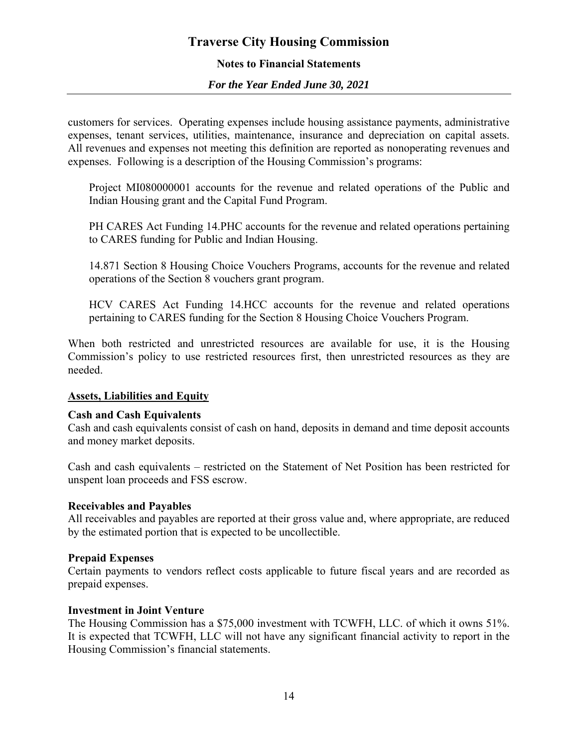customers for services. Operating expenses include housing assistance payments, administrative expenses, tenant services, utilities, maintenance, insurance and depreciation on capital assets. All revenues and expenses not meeting this definition are reported as nonoperating revenues and expenses. Following is a description of the Housing Commission's programs:

Project MI080000001 accounts for the revenue and related operations of the Public and Indian Housing grant and the Capital Fund Program.

PH CARES Act Funding 14.PHC accounts for the revenue and related operations pertaining to CARES funding for Public and Indian Housing.

14.871 Section 8 Housing Choice Vouchers Programs, accounts for the revenue and related operations of the Section 8 vouchers grant program.

HCV CARES Act Funding 14.HCC accounts for the revenue and related operations pertaining to CARES funding for the Section 8 Housing Choice Vouchers Program.

When both restricted and unrestricted resources are available for use, it is the Housing Commission's policy to use restricted resources first, then unrestricted resources as they are needed.

## Assets, Liabilities and Equity

### Cash and Cash Equivalents

Cash and cash equivalents consist of cash on hand, deposits in demand and time deposit accounts and money market deposits.

Cash and cash equivalents – restricted on the Statement of Net Position has been restricted for unspent loan proceeds and FSS escrow.

### Receivables and Payables

All receivables and payables are reported at their gross value and, where appropriate, are reduced by the estimated portion that is expected to be uncollectible.

### Prepaid Expenses

Certain payments to vendors reflect costs applicable to future fiscal years and are recorded as prepaid expenses.

### Investment in Joint Venture

The Housing Commission has a $75,000 investment with TCWFH, LLC. of which it owns 51%. It is expected that TCWFH, LLC will not have any significant financial activity to report in the Housing Commission's financial statements.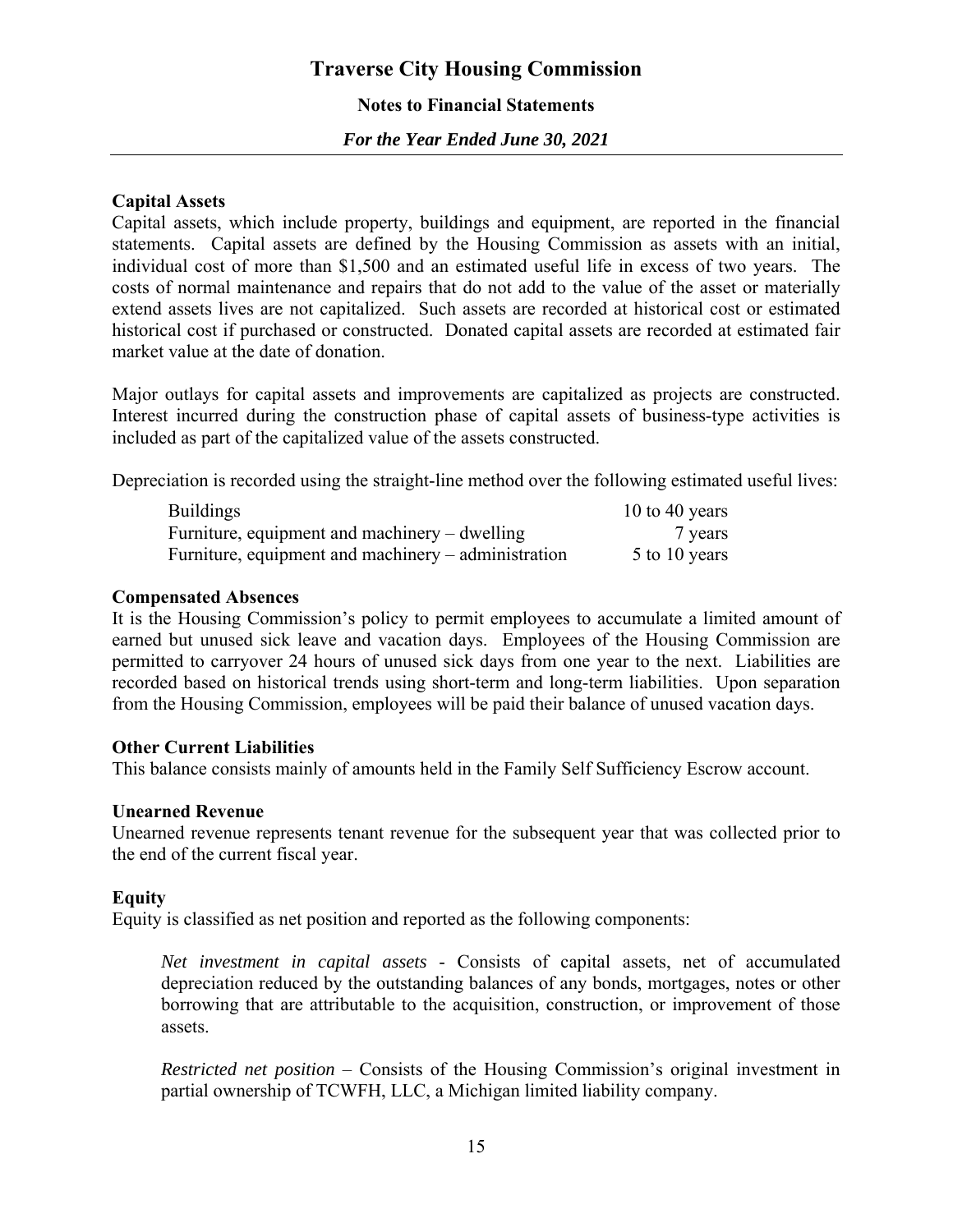### Capital Assets

Capital assets, which include property, buildings and equipment, are reported in the financial statements. Capital assets are defined by the Housing Commission as assets with an initial, individual cost of more than $1,500 and an estimated useful life in excess of two years. The costs of normal maintenance and repairs that do not add to the value of the asset or materially extend assets lives are not capitalized. Such assets are recorded at historical cost or estimated historical cost if purchased or constructed. Donated capital assets are recorded at estimated fair market value at the date of donation.

Major outlays for capital assets and improvements are capitalized as projects are constructed. Interest incurred during the construction phase of capital assets of business-type activities is included as part of the capitalized value of the assets constructed.

Depreciation is recorded using the straight-line method over the following estimated useful lives:

| | |
|---|---|
| Buildings | 10 to 40 years |
| Furniture, equipment and machinery – dwelling | 7 years |
| Furniture, equipment and machinery – administration | 5 to 10 years |

### Compensated Absences

It is the Housing Commission's policy to permit employees to accumulate a limited amount of earned but unused sick leave and vacation days. Employees of the Housing Commission are permitted to carryover 24 hours of unused sick days from one year to the next. Liabilities are recorded based on historical trends using short-term and long-term liabilities. Upon separation from the Housing Commission, employees will be paid their balance of unused vacation days.

### Other Current Liabilities

This balance consists mainly of amounts held in the Family Self Sufficiency Escrow account.

### Unearned Revenue

Unearned revenue represents tenant revenue for the subsequent year that was collected prior to the end of the current fiscal year.

### Equity

Equity is classified as net position and reported as the following components:

*Net investment in capital assets* - Consists of capital assets, net of accumulated depreciation reduced by the outstanding balances of any bonds, mortgages, notes or other borrowing that are attributable to the acquisition, construction, or improvement of those assets.

*Restricted net position* – Consists of the Housing Commission's original investment in partial ownership of TCWFH, LLC, a Michigan limited liability company.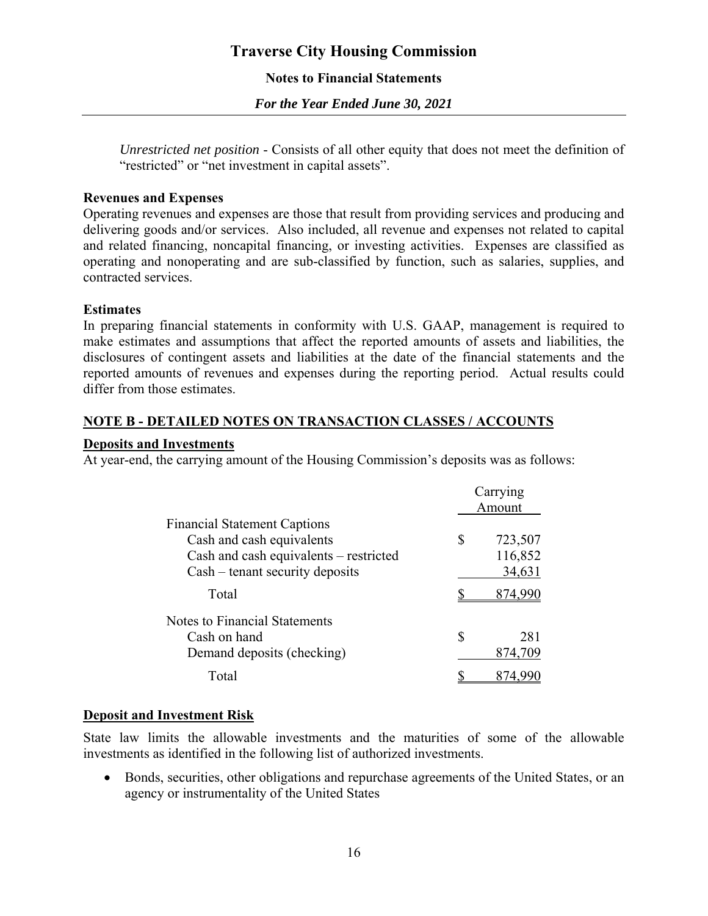*Unrestricted net position* - Consists of all other equity that does not meet the definition of "restricted" or "net investment in capital assets".

**Revenues and Expenses**

Operating revenues and expenses are those that result from providing services and producing and delivering goods and/or services. Also included, all revenue and expenses not related to capital and related financing, noncapital financing, or investing activities. Expenses are classified as operating and nonoperating and are sub-classified by function, such as salaries, supplies, and contracted services.

**Estimates**

In preparing financial statements in conformity with U.S. GAAP, management is required to make estimates and assumptions that affect the reported amounts of assets and liabilities, the disclosures of contingent assets and liabilities at the date of the financial statements and the reported amounts of revenues and expenses during the reporting period. Actual results could differ from those estimates.

## NOTE B - DETAILED NOTES ON TRANSACTION CLASSES / ACCOUNTS

### Deposits and Investments

At year-end, the carrying amount of the Housing Commission's deposits was as follows:

| | Carrying Amount |
|---|---|
| Financial Statement Captions | |
| Cash and cash equivalents | $ 723,507 |
| Cash and cash equivalents – restricted | 116,852 |
| Cash – tenant security deposits | 34,631 |
| Total | $ 874,990 |
| Notes to Financial Statements | |
| Cash on hand | $ 281 |
| Demand deposits (checking) | 874,709 |
| Total | $ 874,990 |

### Deposit and Investment Risk

State law limits the allowable investments and the maturities of some of the allowable investments as identified in the following list of authorized investments.

- Bonds, securities, other obligations and repurchase agreements of the United States, or an agency or instrumentality of the United States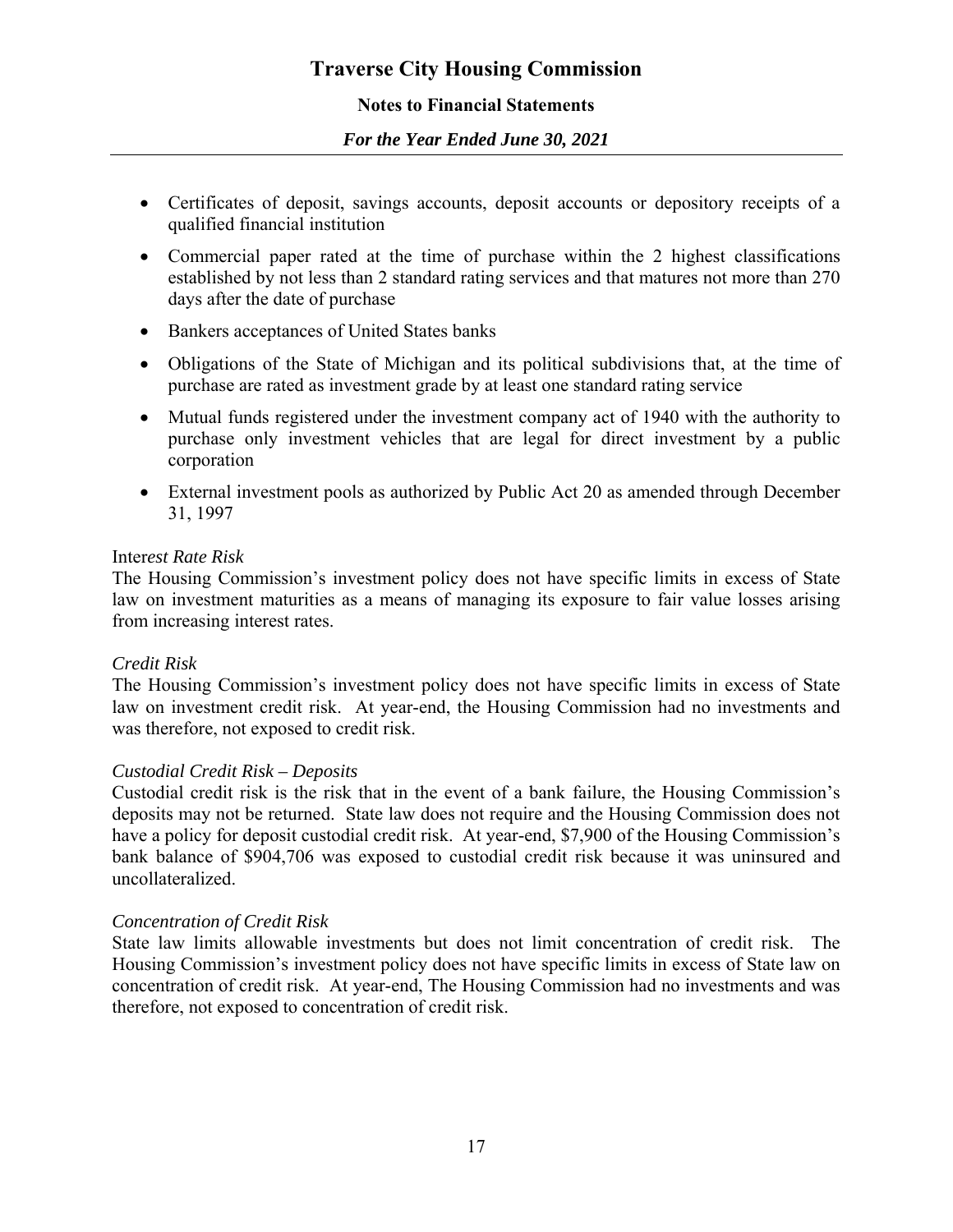- Certificates of deposit, savings accounts, deposit accounts or depository receipts of a qualified financial institution
- Commercial paper rated at the time of purchase within the 2 highest classifications established by not less than 2 standard rating services and that matures not more than 270 days after the date of purchase
- Bankers acceptances of United States banks
- Obligations of the State of Michigan and its political subdivisions that, at the time of purchase are rated as investment grade by at least one standard rating service
- Mutual funds registered under the investment company act of 1940 with the authority to purchase only investment vehicles that are legal for direct investment by a public corporation
- External investment pools as authorized by Public Act 20 as amended through December 31, 1997

Inter*est Rate Risk*
The Housing Commission's investment policy does not have specific limits in excess of State law on investment maturities as a means of managing its exposure to fair value losses arising from increasing interest rates.

*Credit Risk*
The Housing Commission's investment policy does not have specific limits in excess of State law on investment credit risk. At year-end, the Housing Commission had no investments and was therefore, not exposed to credit risk.

*Custodial Credit Risk – Deposits*
Custodial credit risk is the risk that in the event of a bank failure, the Housing Commission's deposits may not be returned. State law does not require and the Housing Commission does not have a policy for deposit custodial credit risk. At year-end, $7,900 of the Housing Commission's bank balance of $904,706 was exposed to custodial credit risk because it was uninsured and uncollateralized.

*Concentration of Credit Risk*
State law limits allowable investments but does not limit concentration of credit risk. The Housing Commission's investment policy does not have specific limits in excess of State law on concentration of credit risk. At year-end, The Housing Commission had no investments and was therefore, not exposed to concentration of credit risk.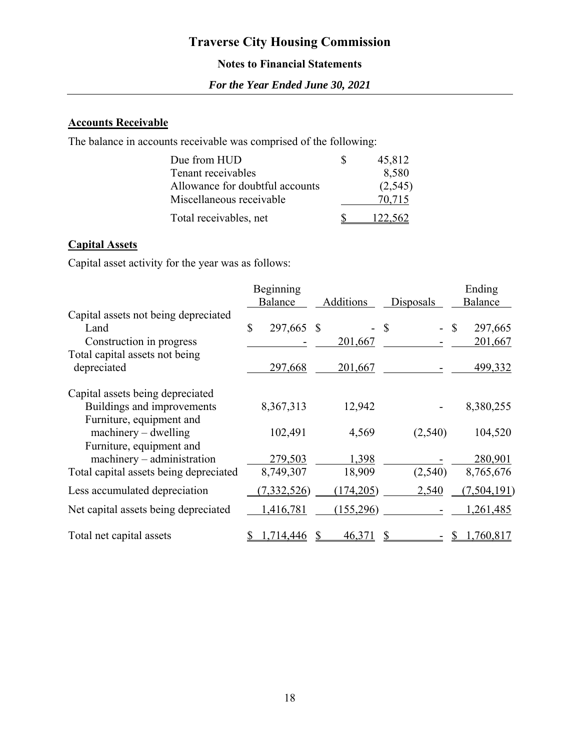# Traverse City Housing Commission

**Notes to Financial Statements**

***For the Year Ended June 30, 2021***

## Accounts Receivable

The balance in accounts receivable was comprised of the following:

| | |
|---|---|
| Due from HUD | $ 45,812 |
| Tenant receivables | 8,580 |
| Allowance for doubtful accounts | (2,545) |
| Miscellaneous receivable | 70,715 |
| Total receivables, net | $ 122,562 |

## Capital Assets

Capital asset activity for the year was as follows:

| | Beginning Balance | Additions | Disposals | Ending Balance |
|---|---|---|---|---|
| Capital assets not being depreciated | | | | |
| Land | $ 297,665 | $ - | $ - | $ 297,665 |
| Construction in progress | - | 201,667 | - | 201,667 |
| Total capital assets not being depreciated | 297,668 | 201,667 | - | 499,332 |
| Capital assets being depreciated | | | | |
| Buildings and improvements | 8,367,313 | 12,942 | - | 8,380,255 |
| Furniture, equipment and machinery – dwelling | 102,491 | 4,569 | (2,540) | 104,520 |
| Furniture, equipment and machinery – administration | 279,503 | 1,398 | - | 280,901 |
| Total capital assets being depreciated | 8,749,307 | 18,909 | (2,540) | 8,765,676 |
| Less accumulated depreciation | (7,332,526) | (174,205) | 2,540 | (7,504,191) |
| Net capital assets being depreciated | 1,416,781 | (155,296) | - | 1,261,485 |
| Total net capital assets | $ 1,714,446 | $ 46,371 | $ - | $ 1,760,817 |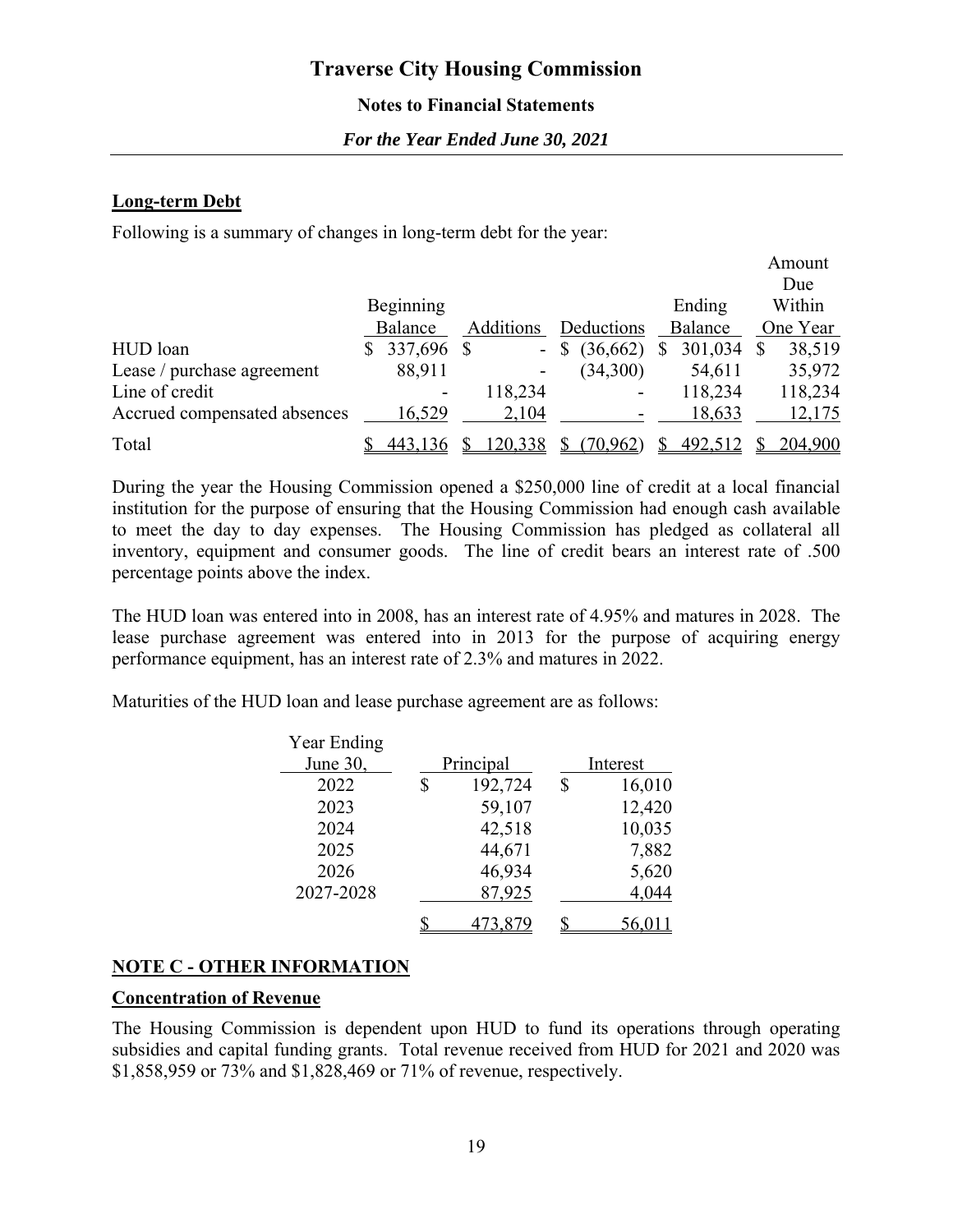# Traverse City Housing Commission

**Notes to Financial Statements**

***For the Year Ended June 30, 2021***

**Long-term Debt**

Following is a summary of changes in long-term debt for the year:

| | Beginning Balance | Additions | Deductions | Ending Balance | Amount Due Within One Year |
|---|---|---|---|---|---|
| HUD loan | $ 337,696 | $ - | $ (36,662) | $ 301,034 | $ 38,519 |
| Lease / purchase agreement | 88,911 | - | (34,300) | 54,611 | 35,972 |
| Line of credit | - | 118,234 | - | 118,234 | 118,234 |
| Accrued compensated absences | 16,529 | 2,104 | - | 18,633 | 12,175 |
| Total | $ 443,136 | $ 120,338 | $ (70,962) | $ 492,512 | $ 204,900 |

During the year the Housing Commission opened a $250,000 line of credit at a local financial institution for the purpose of ensuring that the Housing Commission had enough cash available to meet the day to day expenses. The Housing Commission has pledged as collateral all inventory, equipment and consumer goods. The line of credit bears an interest rate of .500 percentage points above the index.

The HUD loan was entered into in 2008, has an interest rate of 4.95% and matures in 2028. The lease purchase agreement was entered into in 2013 for the purpose of acquiring energy performance equipment, has an interest rate of 2.3% and matures in 2022.

Maturities of the HUD loan and lease purchase agreement are as follows:

| Year Ending June 30, | Principal | Interest |
|---|---|---|
| 2022 | $ 192,724 | $ 16,010 |
| 2023 | 59,107 | 12,420 |
| 2024 | 42,518 | 10,035 |
| 2025 | 44,671 | 7,882 |
| 2026 | 46,934 | 5,620 |
| 2027-2028 | 87,925 | 4,044 |
| | $ 473,879 | $ 56,011 |

## NOTE C - OTHER INFORMATION

**Concentration of Revenue**

The Housing Commission is dependent upon HUD to fund its operations through operating subsidies and capital funding grants. Total revenue received from HUD for 2021 and 2020 was $1,858,959 or 73% and $1,828,469 or 71% of revenue, respectively.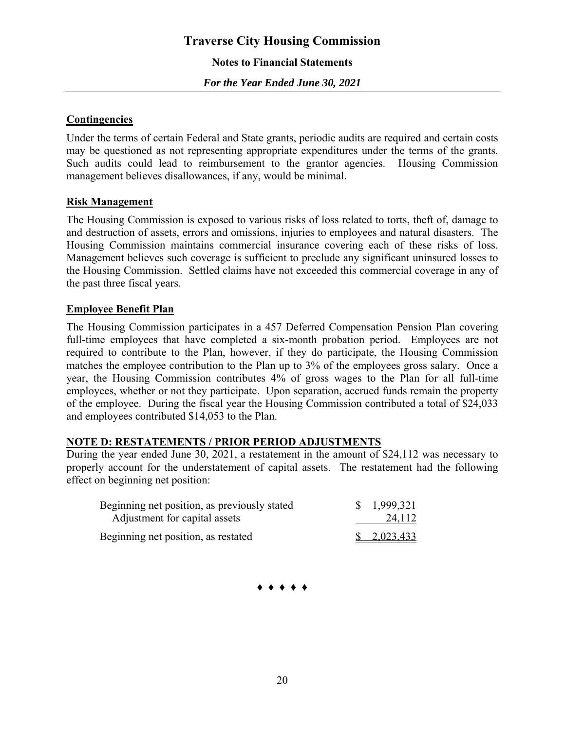**Contingencies**

Under the terms of certain Federal and State grants, periodic audits are required and certain costs may be questioned as not representing appropriate expenditures under the terms of the grants. Such audits could lead to reimbursement to the grantor agencies. Housing Commission management believes disallowances, if any, would be minimal.

**Risk Management**

The Housing Commission is exposed to various risks of loss related to torts, theft of, damage to and destruction of assets, errors and omissions, injuries to employees and natural disasters. The Housing Commission maintains commercial insurance covering each of these risks of loss. Management believes such coverage is sufficient to preclude any significant uninsured losses to the Housing Commission. Settled claims have not exceeded this commercial coverage in any of the past three fiscal years.

**Employee Benefit Plan**

The Housing Commission participates in a 457 Deferred Compensation Pension Plan covering full-time employees that have completed a six-month probation period. Employees are not required to contribute to the Plan, however, if they do participate, the Housing Commission matches the employee contribution to the Plan up to 3% of the employees gross salary. Once a year, the Housing Commission contributes 4% of gross wages to the Plan for all full-time employees, whether or not they participate. Upon separation, accrued funds remain the property of the employee. During the fiscal year the Housing Commission contributed a total of $24,033 and employees contributed $14,053 to the Plan.

**NOTE D: RESTATEMENTS / PRIOR PERIOD ADJUSTMENTS**

During the year ended June 30, 2021, a restatement in the amount of $24,112 was necessary to properly account for the understatement of capital assets. The restatement had the following effect on beginning net position:

| | |
|---|---|
| Beginning net position, as previously stated | $ 1,999,321 |
| Adjustment for capital assets | 24,112 |
| Beginning net position, as restated | $ 2,023,433 |

♦ ♦ ♦ ♦ ♦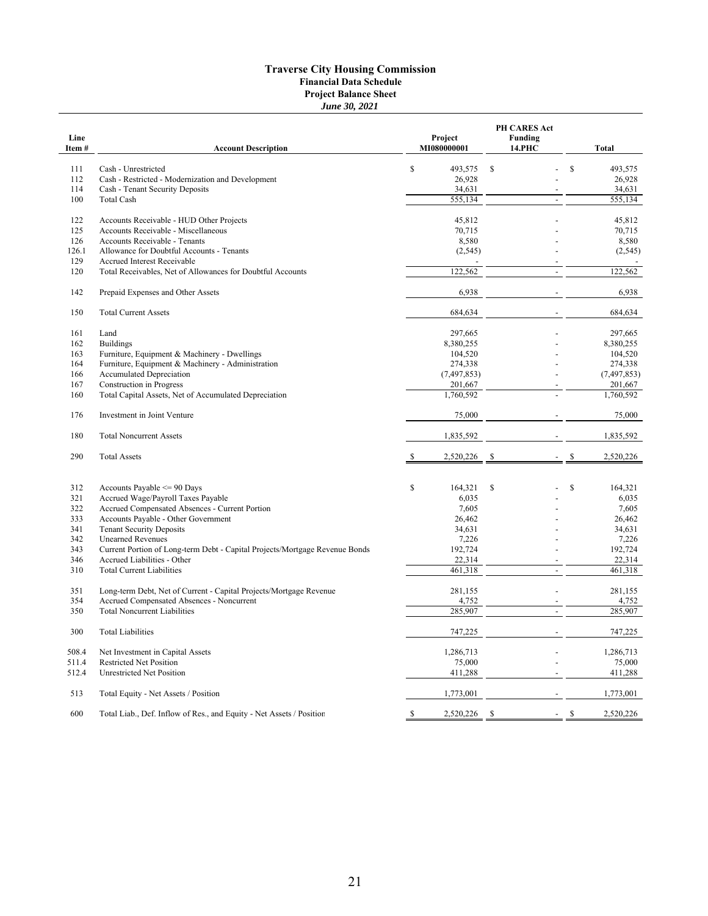# Traverse City Housing Commission

## Financial Data Schedule

### Project Balance Sheet

*June 30, 2021*

| Line Item # | Account Description | Project MI080000001 | PH CARES Act Funding 14.PHC | Total |
|---|---|---|---|---|
| 111 | Cash - Unrestricted | $ 493,575 | $ - | $ 493,575 |
| 112 | Cash - Restricted - Modernization and Development | 26,928 | - | 26,928 |
| 114 | Cash - Tenant Security Deposits | 34,631 | - | 34,631 |
| 100 | Total Cash | 555,134 | - | 555,134 |
| 122 | Accounts Receivable - HUD Other Projects | 45,812 | - | 45,812 |
| 125 | Accounts Receivable - Miscellaneous | 70,715 | - | 70,715 |
| 126 | Accounts Receivable - Tenants | 8,580 | - | 8,580 |
| 126.1 | Allowance for Doubtful Accounts - Tenants | (2,545) | - | (2,545) |
| 129 | Accrued Interest Receivable | - | - | - |
| 120 | Total Receivables, Net of Allowances for Doubtful Accounts | 122,562 | - | 122,562 |
| 142 | Prepaid Expenses and Other Assets | 6,938 | - | 6,938 |
| 150 | Total Current Assets | 684,634 | - | 684,634 |
| 161 | Land | 297,665 | - | 297,665 |
| 162 | Buildings | 8,380,255 | - | 8,380,255 |
| 163 | Furniture, Equipment & Machinery - Dwellings | 104,520 | - | 104,520 |
| 164 | Furniture, Equipment & Machinery - Administration | 274,338 | - | 274,338 |
| 166 | Accumulated Depreciation | (7,497,853) | - | (7,497,853) |
| 167 | Construction in Progress | 201,667 | - | 201,667 |
| 160 | Total Capital Assets, Net of Accumulated Depreciation | 1,760,592 | - | 1,760,592 |
| 176 | Investment in Joint Venture | 75,000 | - | 75,000 |
| 180 | Total Noncurrent Assets | 1,835,592 | - | 1,835,592 |
| 290 | Total Assets | $ 2,520,226 | $ - | $ 2,520,226 |
| 312 | Accounts Payable <= 90 Days | $ 164,321 | $ - | $ 164,321 |
| 321 | Accrued Wage/Payroll Taxes Payable | 6,035 | - | 6,035 |
| 322 | Accrued Compensated Absences - Current Portion | 7,605 | - | 7,605 |
| 333 | Accounts Payable - Other Government | 26,462 | - | 26,462 |
| 341 | Tenant Security Deposits | 34,631 | - | 34,631 |
| 342 | Unearned Revenues | 7,226 | - | 7,226 |
| 343 | Current Portion of Long-term Debt - Capital Projects/Mortgage Revenue Bonds | 192,724 | - | 192,724 |
| 346 | Accrued Liabilities - Other | 22,314 | - | 22,314 |
| 310 | Total Current Liabilities | 461,318 | - | 461,318 |
| 351 | Long-term Debt, Net of Current - Capital Projects/Mortgage Revenue | 281,155 | - | 281,155 |
| 354 | Accrued Compensated Absences - Noncurrent | 4,752 | - | 4,752 |
| 350 | Total Noncurrent Liabilities | 285,907 | - | 285,907 |
| 300 | Total Liabilities | 747,225 | - | 747,225 |
| 508.4 | Net Investment in Capital Assets | 1,286,713 | - | 1,286,713 |
| 511.4 | Restricted Net Position | 75,000 | - | 75,000 |
| 512.4 | Unrestricted Net Position | 411,288 | - | 411,288 |
| 513 | Total Equity - Net Assets / Position | 1,773,001 | - | 1,773,001 |
| 600 | Total Liab., Def. Inflow of Res., and Equity - Net Assets / Position | $ 2,520,226 | $ - | $ 2,520,226 |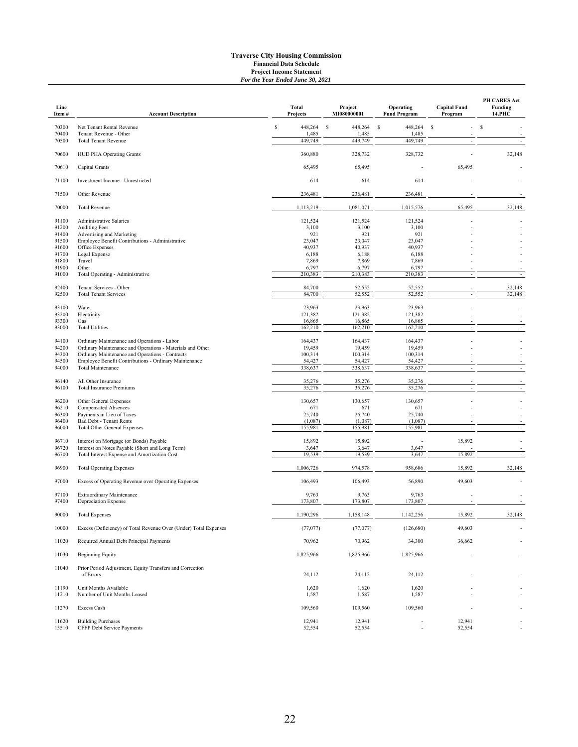**Traverse City Housing Commission**
**Financial Data Schedule**
**Project Income Statement**
*For the Year Ended June 30, 2021*

| Line Item # | Account Description | Total Projects | Project MI080000001 | Operating Fund Program | Capital Fund Program | PH CARES Act Funding 14.PHC |
|---|---|---|---|---|---|---|
| 70300 | Net Tenant Rental Revenue | $ 448,264 | $ 448,264 | $ 448,264 | $ - | $ - |
| 70400 | Tenant Revenue - Other | 1,485 | 1,485 | 1,485 | - | - |
| 70500 | Total Tenant Revenue | 449,749 | 449,749 | 449,749 | - | - |
| 70600 | HUD PHA Operating Grants | 360,880 | 328,732 | 328,732 | - | 32,148 |
| 70610 | Capital Grants | 65,495 | 65,495 | - | 65,495 | - |
| 71100 | Investment Income - Unrestricted | 614 | 614 | 614 | - | - |
| 71500 | Other Revenue | 236,481 | 236,481 | 236,481 | - | - |
| 70000 | Total Revenue | 1,113,219 | 1,081,071 | 1,015,576 | 65,495 | 32,148 |
| 91100 | Administrative Salaries | 121,524 | 121,524 | 121,524 | - | - |
| 91200 | Auditing Fees | 3,100 | 3,100 | 3,100 | - | - |
| 91400 | Advertising and Marketing | 921 | 921 | 921 | - | - |
| 91500 | Employee Benefit Contributions - Administrative | 23,047 | 23,047 | 23,047 | - | - |
| 91600 | Office Expenses | 40,937 | 40,937 | 40,937 | - | - |
| 91700 | Legal Expense | 6,188 | 6,188 | 6,188 | - | - |
| 91800 | Travel | 7,869 | 7,869 | 7,869 | - | - |
| 91900 | Other | 6,797 | 6,797 | 6,797 | - | - |
| 91000 | Total Operating - Administrative | 210,383 | 210,383 | 210,383 | - | - |
| 92400 | Tenant Services - Other | 84,700 | 52,552 | 52,552 | - | 32,148 |
| 92500 | Total Tenant Services | 84,700 | 52,552 | 52,552 | - | 32,148 |
| 93100 | Water | 23,963 | 23,963 | 23,963 | - | - |
| 93200 | Electricity | 121,382 | 121,382 | 121,382 | - | - |
| 93300 | Gas | 16,865 | 16,865 | 16,865 | - | - |
| 93000 | Total Utilities | 162,210 | 162,210 | 162,210 | - | - |
| 94100 | Ordinary Maintenance and Operations - Labor | 164,437 | 164,437 | 164,437 | - | - |
| 94200 | Ordinary Maintenance and Operations - Materials and Other | 19,459 | 19,459 | 19,459 | - | - |
| 94300 | Ordinary Maintenance and Operations - Contracts | 100,314 | 100,314 | 100,314 | - | - |
| 94500 | Employee Benefit Contributions - Ordinary Maintenance | 54,427 | 54,427 | 54,427 | - | - |
| 94000 | Total Maintenance | 338,637 | 338,637 | 338,637 | - | - |
| 96140 | All Other Insurance | 35,276 | 35,276 | 35,276 | - | - |
| 96100 | Total Insurance Premiums | 35,276 | 35,276 | 35,276 | - | - |
| 96200 | Other General Expenses | 130,657 | 130,657 | 130,657 | - | - |
| 96210 | Compensated Absences | 671 | 671 | 671 | - | - |
| 96300 | Payments in Lieu of Taxes | 25,740 | 25,740 | 25,740 | - | - |
| 96400 | Bad Debt - Tenant Rents | (1,087) | (1,087) | (1,087) | - | - |
| 96000 | Total Other General Expenses | 155,981 | 155,981 | 155,981 | - | - |
| 96710 | Interest on Mortgage (or Bonds) Payable | 15,892 | 15,892 | - | 15,892 | - |
| 96720 | Interest on Notes Payable (Short and Long Term) | 3,647 | 3,647 | 3,647 | - | - |
| 96700 | Total Interest Expense and Amortization Cost | 19,539 | 19,539 | 3,647 | 15,892 | - |
| 96900 | Total Operating Expenses | 1,006,726 | 974,578 | 958,686 | 15,892 | 32,148 |
| 97000 | Excess of Operating Revenue over Operating Expenses | 106,493 | 106,493 | 56,890 | 49,603 | - |
| 97100 | Extraordinary Maintenance | 9,763 | 9,763 | 9,763 | - | - |
| 97400 | Depreciation Expense | 173,807 | 173,807 | 173,807 | - | - |
| 90000 | Total Expenses | 1,190,296 | 1,158,148 | 1,142,256 | 15,892 | 32,148 |
| 10000 | Excess (Deficiency) of Total Revenue Over (Under) Total Expenses | (77,077) | (77,077) | (126,680) | 49,603 | - |
| 11020 | Required Annual Debt Principal Payments | 70,962 | 70,962 | 34,300 | 36,662 | - |
| 11030 | Beginning Equity | 1,825,966 | 1,825,966 | 1,825,966 | - | - |
| 11040 | Prior Period Adjustment, Equity Transfers and Correction of Errors | 24,112 | 24,112 | 24,112 | - | - |
| 11190 | Unit Months Available | 1,620 | 1,620 | 1,620 | - | - |
| 11210 | Number of Unit Months Leased | 1,587 | 1,587 | 1,587 | - | - |
| 11270 | Excess Cash | 109,560 | 109,560 | 109,560 | - | - |
| 11620 | Building Purchases | 12,941 | 12,941 | - | 12,941 | - |
| 13510 | CFFP Debt Service Payments | 52,554 | 52,554 | - | 52,554 | - |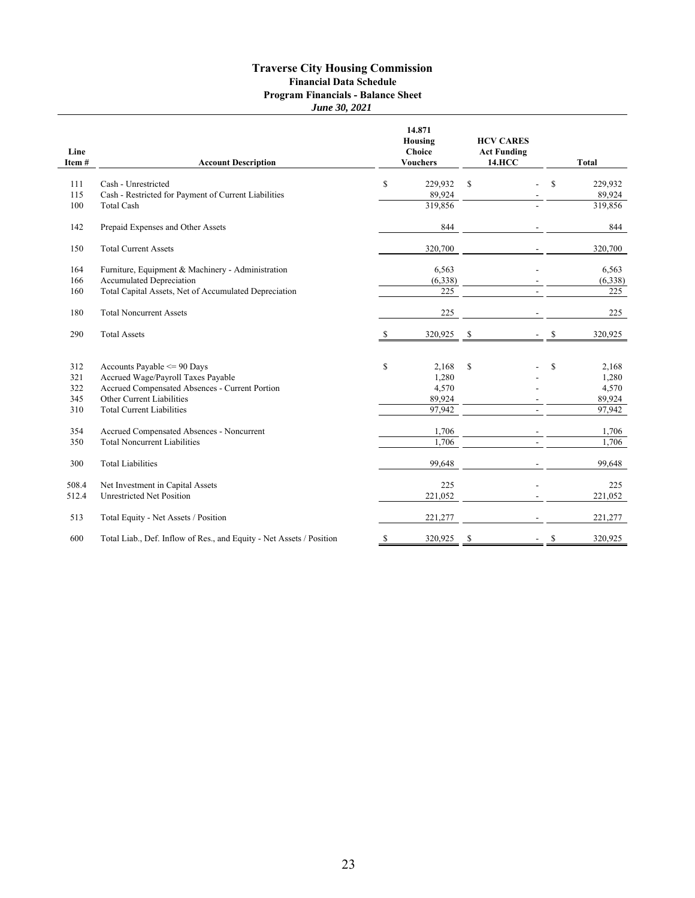# Traverse City Housing Commission

## Financial Data Schedule

### Program Financials - Balance Sheet

*June 30, 2021*

| Line Item # | Account Description | 14.871 Housing Choice Vouchers | HCV CARES Act Funding 14.HCC | Total |
|---|---|---|---|---|
| 111 | Cash - Unrestricted | $ 229,932 | $ - | $ 229,932 |
| 115 | Cash - Restricted for Payment of Current Liabilities | 89,924 | - | 89,924 |
| 100 | Total Cash | 319,856 | - | 319,856 |
| 142 | Prepaid Expenses and Other Assets | 844 | - | 844 |
| 150 | Total Current Assets | 320,700 | - | 320,700 |
| 164 | Furniture, Equipment & Machinery - Administration | 6,563 | - | 6,563 |
| 166 | Accumulated Depreciation | (6,338) | - | (6,338) |
| 160 | Total Capital Assets, Net of Accumulated Depreciation | 225 | - | 225 |
| 180 | Total Noncurrent Assets | 225 | - | 225 |
| 290 | Total Assets | $ 320,925 | $ - | $ 320,925 |
| 312 | Accounts Payable <= 90 Days | $ 2,168 | $ - | $ 2,168 |
| 321 | Accrued Wage/Payroll Taxes Payable | 1,280 | - | 1,280 |
| 322 | Accrued Compensated Absences - Current Portion | 4,570 | - | 4,570 |
| 345 | Other Current Liabilities | 89,924 | - | 89,924 |
| 310 | Total Current Liabilities | 97,942 | - | 97,942 |
| 354 | Accrued Compensated Absences - Noncurrent | 1,706 | - | 1,706 |
| 350 | Total Noncurrent Liabilities | 1,706 | - | 1,706 |
| 300 | Total Liabilities | 99,648 | - | 99,648 |
| 508.4 | Net Investment in Capital Assets | 225 | - | 225 |
| 512.4 | Unrestricted Net Position | 221,052 | - | 221,052 |
| 513 | Total Equity - Net Assets / Position | 221,277 | - | 221,277 |
| 600 | Total Liab., Def. Inflow of Res., and Equity - Net Assets / Position | $ 320,925 | $ - | $ 320,925 |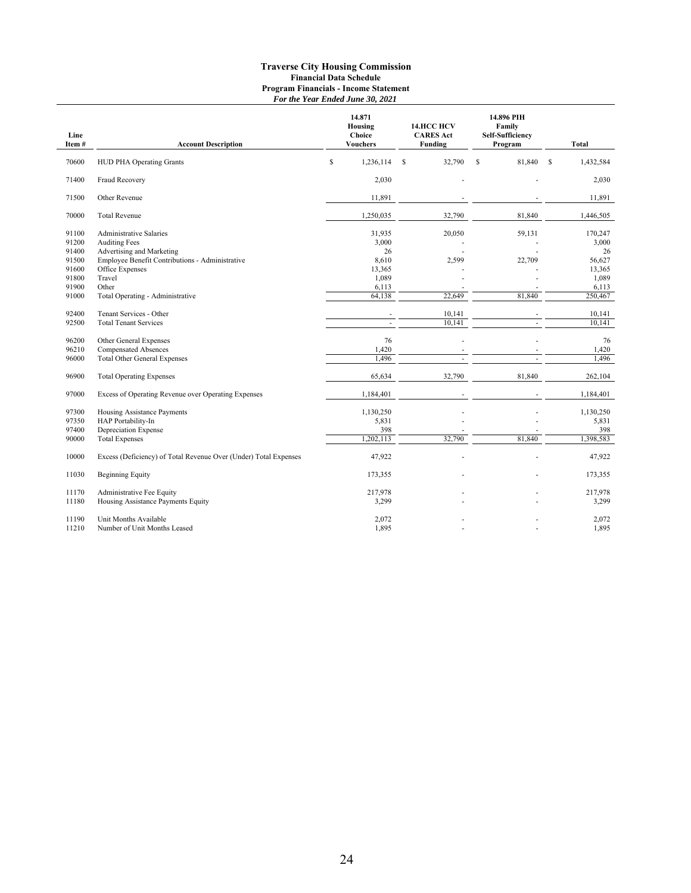# Traverse City Housing Commission

## Financial Data Schedule

### Program Financials - Income Statement

*For the Year Ended June 30, 2021*

| Line Item # | Account Description | 14.871 Housing Choice Vouchers | 14.HCC HCV CARES Act Funding | 14.896 PIH Family Self-Sufficiency Program | Total |
|---|---|---|---|---|---|
| 70600 | HUD PHA Operating Grants | $ 1,236,114 | $ 32,790 | $ 81,840 | $ 1,432,584 |
| 71400 | Fraud Recovery | 2,030 | - | - | 2,030 |
| 71500 | Other Revenue | 11,891 | - | - | 11,891 |
| 70000 | Total Revenue | 1,250,035 | 32,790 | 81,840 | 1,446,505 |
| 91100 | Administrative Salaries | 31,935 | 20,050 | 59,131 | 170,247 |
| 91200 | Auditing Fees | 3,000 | - | - | 3,000 |
| 91400 | Advertising and Marketing | 26 | - | - | 26 |
| 91500 | Employee Benefit Contributions - Administrative | 8,610 | 2,599 | 22,709 | 56,627 |
| 91600 | Office Expenses | 13,365 | - | - | 13,365 |
| 91800 | Travel | 1,089 | - | - | 1,089 |
| 91900 | Other | 6,113 | - | - | 6,113 |
| 91000 | Total Operating - Administrative | 64,138 | 22,649 | 81,840 | 250,467 |
| 92400 | Tenant Services - Other | - | 10,141 | - | 10,141 |
| 92500 | Total Tenant Services | - | 10,141 | - | 10,141 |
| 96200 | Other General Expenses | 76 | - | - | 76 |
| 96210 | Compensated Absences | 1,420 | - | - | 1,420 |
| 96000 | Total Other General Expenses | 1,496 | - | - | 1,496 |
| 96900 | Total Operating Expenses | 65,634 | 32,790 | 81,840 | 262,104 |
| 97000 | Excess of Operating Revenue over Operating Expenses | 1,184,401 | - | - | 1,184,401 |
| 97300 | Housing Assistance Payments | 1,130,250 | - | - | 1,130,250 |
| 97350 | HAP Portability-In | 5,831 | - | - | 5,831 |
| 97400 | Depreciation Expense | 398 | - | - | 398 |
| 90000 | Total Expenses | 1,202,113 | 32,790 | 81,840 | 1,398,583 |
| 10000 | Excess (Deficiency) of Total Revenue Over (Under) Total Expenses | 47,922 | - | - | 47,922 |
| 11030 | Beginning Equity | 173,355 | - | - | 173,355 |
| 11170 | Administrative Fee Equity | 217,978 | - | - | 217,978 |
| 11180 | Housing Assistance Payments Equity | 3,299 | - | - | 3,299 |
| 11190 | Unit Months Available | 2,072 | - | - | 2,072 |
| 11210 | Number of Unit Months Leased | 1,895 | - | - | 1,895 |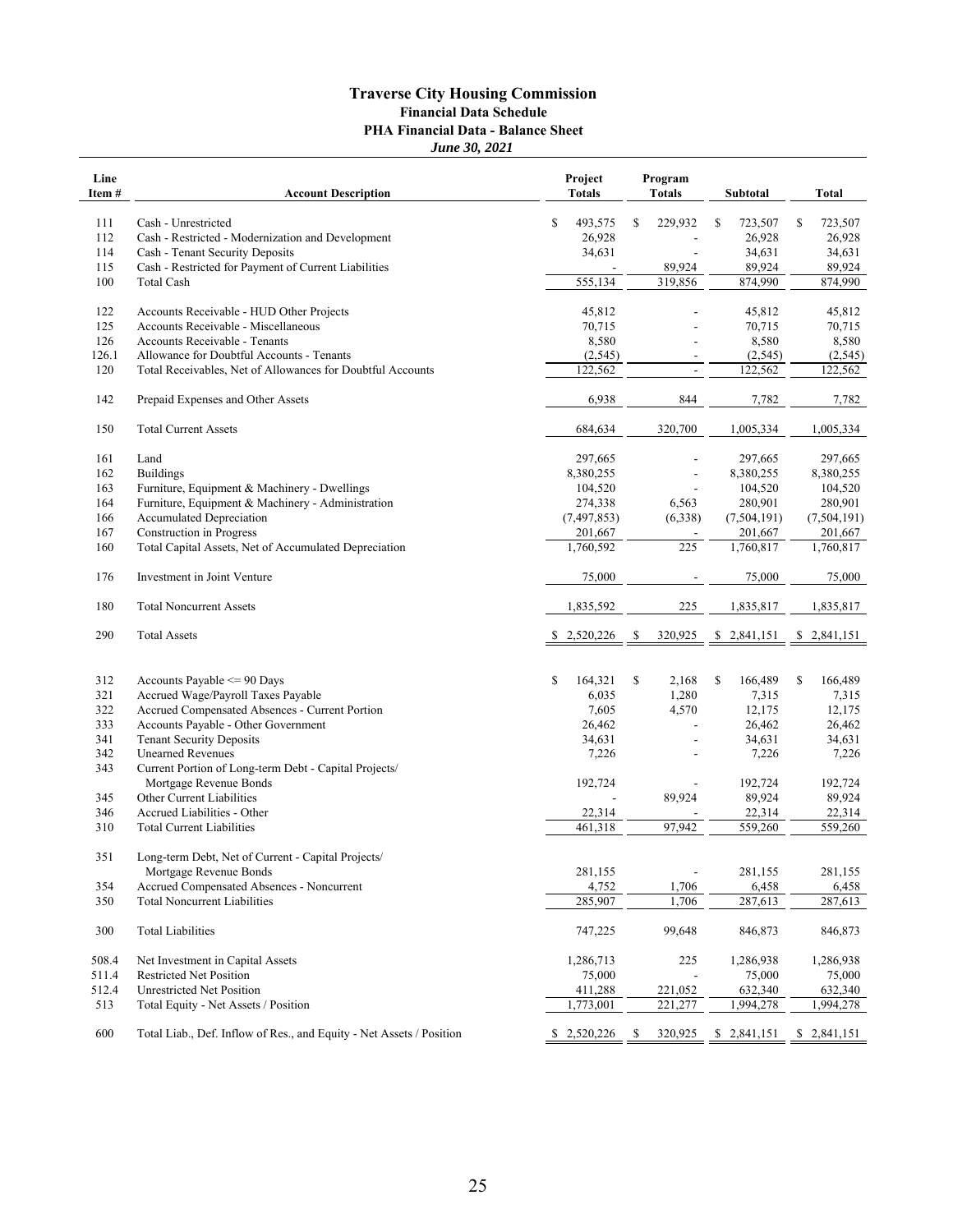# Traverse City Housing Commission

## Financial Data Schedule

### PHA Financial Data - Balance Sheet

*June 30, 2021*

| Line Item # | Account Description | Project Totals | Program Totals | Subtotal | Total |
|---|---|---|---|---|---|
| 111 | Cash - Unrestricted | $ 493,575 | $ 229,932 | $ 723,507 | $ 723,507 |
| 112 | Cash - Restricted - Modernization and Development | 26,928 | - | 26,928 | 26,928 |
| 114 | Cash - Tenant Security Deposits | 34,631 | - | 34,631 | 34,631 |
| 115 | Cash - Restricted for Payment of Current Liabilities | - | 89,924 | 89,924 | 89,924 |
| 100 | Total Cash | 555,134 | 319,856 | 874,990 | 874,990 |
| 122 | Accounts Receivable - HUD Other Projects | 45,812 | - | 45,812 | 45,812 |
| 125 | Accounts Receivable - Miscellaneous | 70,715 | - | 70,715 | 70,715 |
| 126 | Accounts Receivable - Tenants | 8,580 | - | 8,580 | 8,580 |
| 126.1 | Allowance for Doubtful Accounts - Tenants | (2,545) | - | (2,545) | (2,545) |
| 120 | Total Receivables, Net of Allowances for Doubtful Accounts | 122,562 | - | 122,562 | 122,562 |
| 142 | Prepaid Expenses and Other Assets | 6,938 | 844 | 7,782 | 7,782 |
| 150 | Total Current Assets | 684,634 | 320,700 | 1,005,334 | 1,005,334 |
| 161 | Land | 297,665 | - | 297,665 | 297,665 |
| 162 | Buildings | 8,380,255 | - | 8,380,255 | 8,380,255 |
| 163 | Furniture, Equipment & Machinery - Dwellings | 104,520 | - | 104,520 | 104,520 |
| 164 | Furniture, Equipment & Machinery - Administration | 274,338 | 6,563 | 280,901 | 280,901 |
| 166 | Accumulated Depreciation | (7,497,853) | (6,338) | (7,504,191) | (7,504,191) |
| 167 | Construction in Progress | 201,667 | - | 201,667 | 201,667 |
| 160 | Total Capital Assets, Net of Accumulated Depreciation | 1,760,592 | 225 | 1,760,817 | 1,760,817 |
| 176 | Investment in Joint Venture | 75,000 | - | 75,000 | 75,000 |
| 180 | Total Noncurrent Assets | 1,835,592 | 225 | 1,835,817 | 1,835,817 |
| 290 | Total Assets | $ 2,520,226 | $ 320,925 | $ 2,841,151 | $ 2,841,151 |
| 312 | Accounts Payable <= 90 Days | $ 164,321 | $ 2,168 | $ 166,489 | $ 166,489 |
| 321 | Accrued Wage/Payroll Taxes Payable | 6,035 | 1,280 | 7,315 | 7,315 |
| 322 | Accrued Compensated Absences - Current Portion | 7,605 | 4,570 | 12,175 | 12,175 |
| 333 | Accounts Payable - Other Government | 26,462 | - | 26,462 | 26,462 |
| 341 | Tenant Security Deposits | 34,631 | - | 34,631 | 34,631 |
| 342 | Unearned Revenues | 7,226 | - | 7,226 | 7,226 |
| 343 | Current Portion of Long-term Debt - Capital Projects/ Mortgage Revenue Bonds | 192,724 | - | 192,724 | 192,724 |
| 345 | Other Current Liabilities | - | 89,924 | 89,924 | 89,924 |
| 346 | Accrued Liabilities - Other | 22,314 | - | 22,314 | 22,314 |
| 310 | Total Current Liabilities | 461,318 | 97,942 | 559,260 | 559,260 |
| 351 | Long-term Debt, Net of Current - Capital Projects/ Mortgage Revenue Bonds | 281,155 | - | 281,155 | 281,155 |
| 354 | Accrued Compensated Absences - Noncurrent | 4,752 | 1,706 | 6,458 | 6,458 |
| 350 | Total Noncurrent Liabilities | 285,907 | 1,706 | 287,613 | 287,613 |
| 300 | Total Liabilities | 747,225 | 99,648 | 846,873 | 846,873 |
| 508.4 | Net Investment in Capital Assets | 1,286,713 | 225 | 1,286,938 | 1,286,938 |
| 511.4 | Restricted Net Position | 75,000 | - | 75,000 | 75,000 |
| 512.4 | Unrestricted Net Position | 411,288 | 221,052 | 632,340 | 632,340 |
| 513 | Total Equity - Net Assets / Position | 1,773,001 | 221,277 | 1,994,278 | 1,994,278 |
| 600 | Total Liab., Def. Inflow of Res., and Equity - Net Assets / Position | $ 2,520,226 | $ 320,925 | $ 2,841,151 | $ 2,841,151 |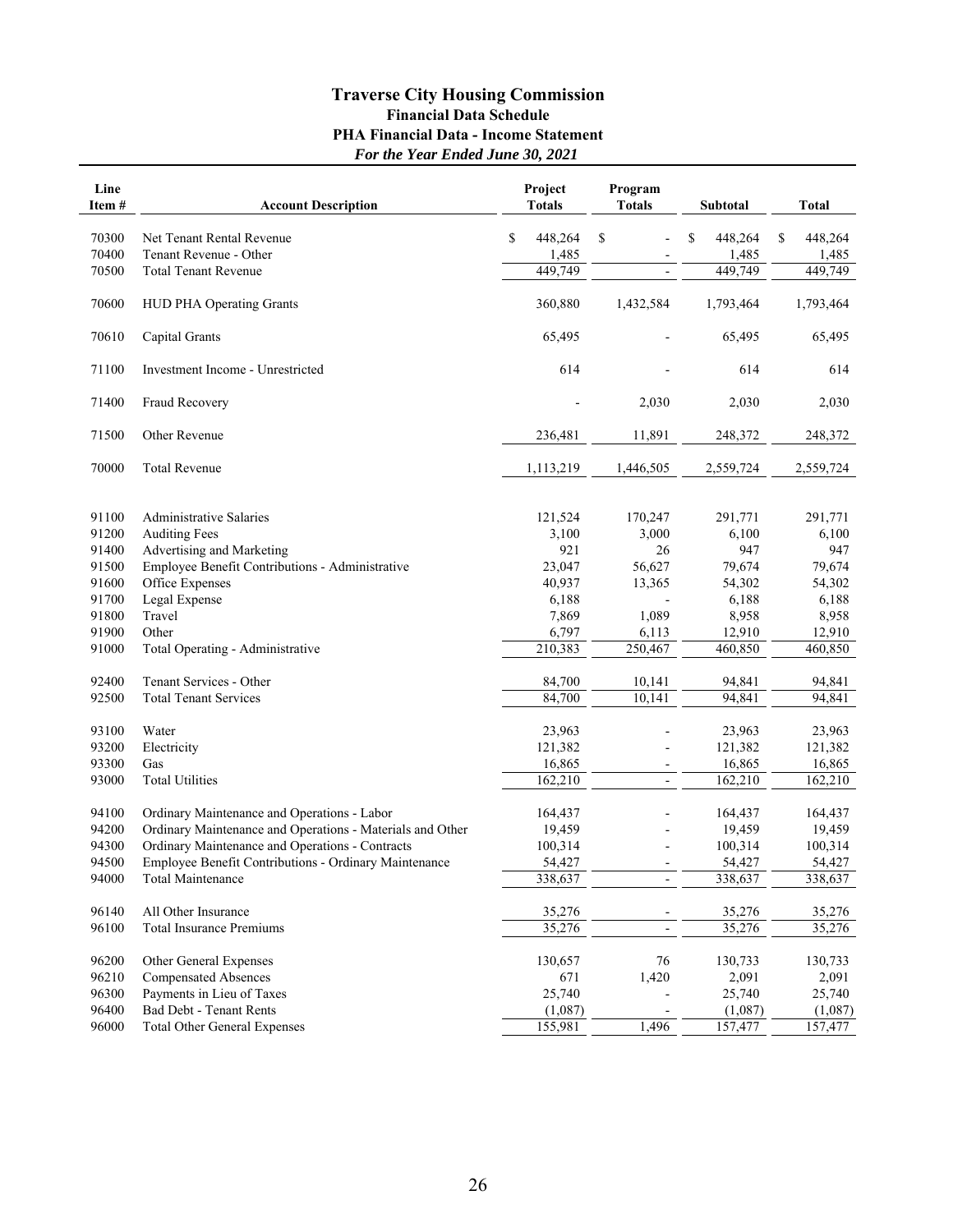# Traverse City Housing Commission

## Financial Data Schedule

### PHA Financial Data - Income Statement

*For the Year Ended June 30, 2021*

| Line Item # | Account Description | Project Totals | Program Totals | Subtotal | Total |
|---|---|---|---|---|---|
| 70300 | Net Tenant Rental Revenue | $ 448,264 | $ - | $ 448,264 | $ 448,264 |
| 70400 | Tenant Revenue - Other | 1,485 | - | 1,485 | 1,485 |
| 70500 | Total Tenant Revenue | 449,749 | - | 449,749 | 449,749 |
| 70600 | HUD PHA Operating Grants | 360,880 | 1,432,584 | 1,793,464 | 1,793,464 |
| 70610 | Capital Grants | 65,495 | - | 65,495 | 65,495 |
| 71100 | Investment Income - Unrestricted | 614 | - | 614 | 614 |
| 71400 | Fraud Recovery | - | 2,030 | 2,030 | 2,030 |
| 71500 | Other Revenue | 236,481 | 11,891 | 248,372 | 248,372 |
| 70000 | Total Revenue | 1,113,219 | 1,446,505 | 2,559,724 | 2,559,724 |
| 91100 | Administrative Salaries | 121,524 | 170,247 | 291,771 | 291,771 |
| 91200 | Auditing Fees | 3,100 | 3,000 | 6,100 | 6,100 |
| 91400 | Advertising and Marketing | 921 | 26 | 947 | 947 |
| 91500 | Employee Benefit Contributions - Administrative | 23,047 | 56,627 | 79,674 | 79,674 |
| 91600 | Office Expenses | 40,937 | 13,365 | 54,302 | 54,302 |
| 91700 | Legal Expense | 6,188 | - | 6,188 | 6,188 |
| 91800 | Travel | 7,869 | 1,089 | 8,958 | 8,958 |
| 91900 | Other | 6,797 | 6,113 | 12,910 | 12,910 |
| 91000 | Total Operating - Administrative | 210,383 | 250,467 | 460,850 | 460,850 |
| 92400 | Tenant Services - Other | 84,700 | 10,141 | 94,841 | 94,841 |
| 92500 | Total Tenant Services | 84,700 | 10,141 | 94,841 | 94,841 |
| 93100 | Water | 23,963 | - | 23,963 | 23,963 |
| 93200 | Electricity | 121,382 | - | 121,382 | 121,382 |
| 93300 | Gas | 16,865 | - | 16,865 | 16,865 |
| 93000 | Total Utilities | 162,210 | - | 162,210 | 162,210 |
| 94100 | Ordinary Maintenance and Operations - Labor | 164,437 | - | 164,437 | 164,437 |
| 94200 | Ordinary Maintenance and Operations - Materials and Other | 19,459 | - | 19,459 | 19,459 |
| 94300 | Ordinary Maintenance and Operations - Contracts | 100,314 | - | 100,314 | 100,314 |
| 94500 | Employee Benefit Contributions - Ordinary Maintenance | 54,427 | - | 54,427 | 54,427 |
| 94000 | Total Maintenance | 338,637 | - | 338,637 | 338,637 |
| 96140 | All Other Insurance | 35,276 | - | 35,276 | 35,276 |
| 96100 | Total Insurance Premiums | 35,276 | - | 35,276 | 35,276 |
| 96200 | Other General Expenses | 130,657 | 76 | 130,733 | 130,733 |
| 96210 | Compensated Absences | 671 | 1,420 | 2,091 | 2,091 |
| 96300 | Payments in Lieu of Taxes | 25,740 | - | 25,740 | 25,740 |
| 96400 | Bad Debt - Tenant Rents | (1,087) | - | (1,087) | (1,087) |
| 96000 | Total Other General Expenses | 155,981 | 1,496 | 157,477 | 157,477 |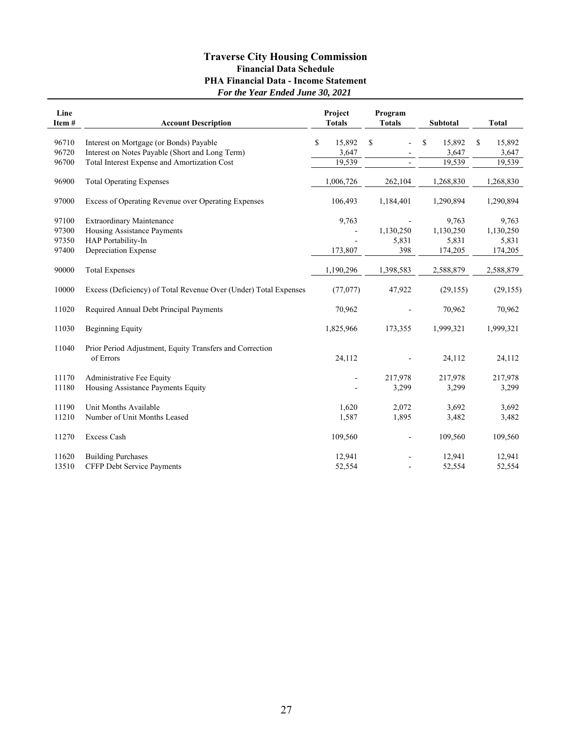# Traverse City Housing Commission

### Financial Data Schedule

### PHA Financial Data - Income Statement

***For the Year Ended June 30, 2021***

| Line Item # | Account Description | Project Totals | Program Totals | Subtotal | Total |
|---|---|---|---|---|---|
| 96710 | Interest on Mortgage (or Bonds) Payable | $ 15,892 | $ - | $ 15,892 | $ 15,892 |
| 96720 | Interest on Notes Payable (Short and Long Term) | 3,647 | - | 3,647 | 3,647 |
| 96700 | Total Interest Expense and Amortization Cost | 19,539 | - | 19,539 | 19,539 |
| 96900 | Total Operating Expenses | 1,006,726 | 262,104 | 1,268,830 | 1,268,830 |
| 97000 | Excess of Operating Revenue over Operating Expenses | 106,493 | 1,184,401 | 1,290,894 | 1,290,894 |
| 97100 | Extraordinary Maintenance | 9,763 | - | 9,763 | 9,763 |
| 97300 | Housing Assistance Payments | - | 1,130,250 | 1,130,250 | 1,130,250 |
| 97350 | HAP Portability-In | - | 5,831 | 5,831 | 5,831 |
| 97400 | Depreciation Expense | 173,807 | 398 | 174,205 | 174,205 |
| 90000 | Total Expenses | 1,190,296 | 1,398,583 | 2,588,879 | 2,588,879 |
| 10000 | Excess (Deficiency) of Total Revenue Over (Under) Total Expenses | (77,077) | 47,922 | (29,155) | (29,155) |
| 11020 | Required Annual Debt Principal Payments | 70,962 | - | 70,962 | 70,962 |
| 11030 | Beginning Equity | 1,825,966 | 173,355 | 1,999,321 | 1,999,321 |
| 11040 | Prior Period Adjustment, Equity Transfers and Correction of Errors | 24,112 | - | 24,112 | 24,112 |
| 11170 | Administrative Fee Equity | - | 217,978 | 217,978 | 217,978 |
| 11180 | Housing Assistance Payments Equity | - | 3,299 | 3,299 | 3,299 |
| 11190 | Unit Months Available | 1,620 | 2,072 | 3,692 | 3,692 |
| 11210 | Number of Unit Months Leased | 1,587 | 1,895 | 3,482 | 3,482 |
| 11270 | Excess Cash | 109,560 | - | 109,560 | 109,560 |
| 11620 | Building Purchases | 12,941 | - | 12,941 | 12,941 |
| 13510 | CFFP Debt Service Payments | 52,554 | - | 52,554 | 52,554 |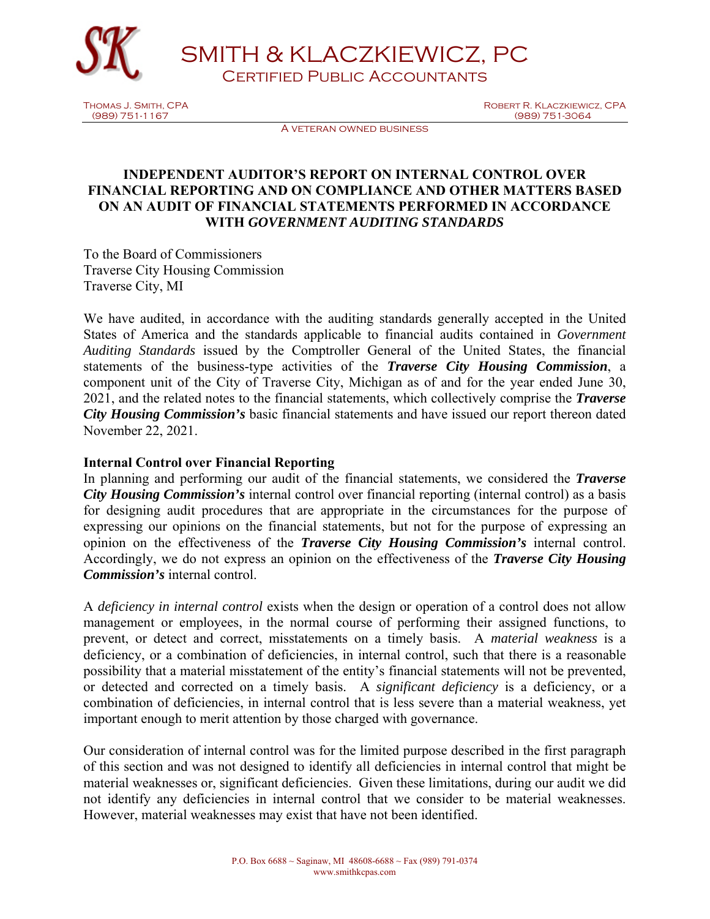SMITH & KLACZKIEWICZ, PC
Certified Public Accountants

Thomas J. Smith, CPA
(989) 751-1167

Robert R. Klaczkiewicz, CPA
(989) 751-3064

A veteran owned business

## INDEPENDENT AUDITOR'S REPORT ON INTERNAL CONTROL OVER FINANCIAL REPORTING AND ON COMPLIANCE AND OTHER MATTERS BASED ON AN AUDIT OF FINANCIAL STATEMENTS PERFORMED IN ACCORDANCE WITH *GOVERNMENT AUDITING STANDARDS*

To the Board of Commissioners
Traverse City Housing Commission
Traverse City, MI

We have audited, in accordance with the auditing standards generally accepted in the United States of America and the standards applicable to financial audits contained in *Government Auditing Standards* issued by the Comptroller General of the United States, the financial statements of the business-type activities of the ***Traverse City Housing Commission***, a component unit of the City of Traverse City, Michigan as of and for the year ended June 30, 2021, and the related notes to the financial statements, which collectively comprise the ***Traverse City Housing Commission's*** basic financial statements and have issued our report thereon dated November 22, 2021.

**Internal Control over Financial Reporting**
In planning and performing our audit of the financial statements, we considered the ***Traverse City Housing Commission's*** internal control over financial reporting (internal control) as a basis for designing audit procedures that are appropriate in the circumstances for the purpose of expressing our opinions on the financial statements, but not for the purpose of expressing an opinion on the effectiveness of the ***Traverse City Housing Commission's*** internal control. Accordingly, we do not express an opinion on the effectiveness of the ***Traverse City Housing Commission's*** internal control.

A *deficiency in internal control* exists when the design or operation of a control does not allow management or employees, in the normal course of performing their assigned functions, to prevent, or detect and correct, misstatements on a timely basis. A *material weakness* is a deficiency, or a combination of deficiencies, in internal control, such that there is a reasonable possibility that a material misstatement of the entity's financial statements will not be prevented, or detected and corrected on a timely basis. A *significant deficiency* is a deficiency, or a combination of deficiencies, in internal control that is less severe than a material weakness, yet important enough to merit attention by those charged with governance.

Our consideration of internal control was for the limited purpose described in the first paragraph of this section and was not designed to identify all deficiencies in internal control that might be material weaknesses or, significant deficiencies. Given these limitations, during our audit we did not identify any deficiencies in internal control that we consider to be material weaknesses. However, material weaknesses may exist that have not been identified.

P.O. Box 6688 ~ Saginaw, MI 48608-6688 ~ Fax (989) 791-0374
www.smithkcpas.com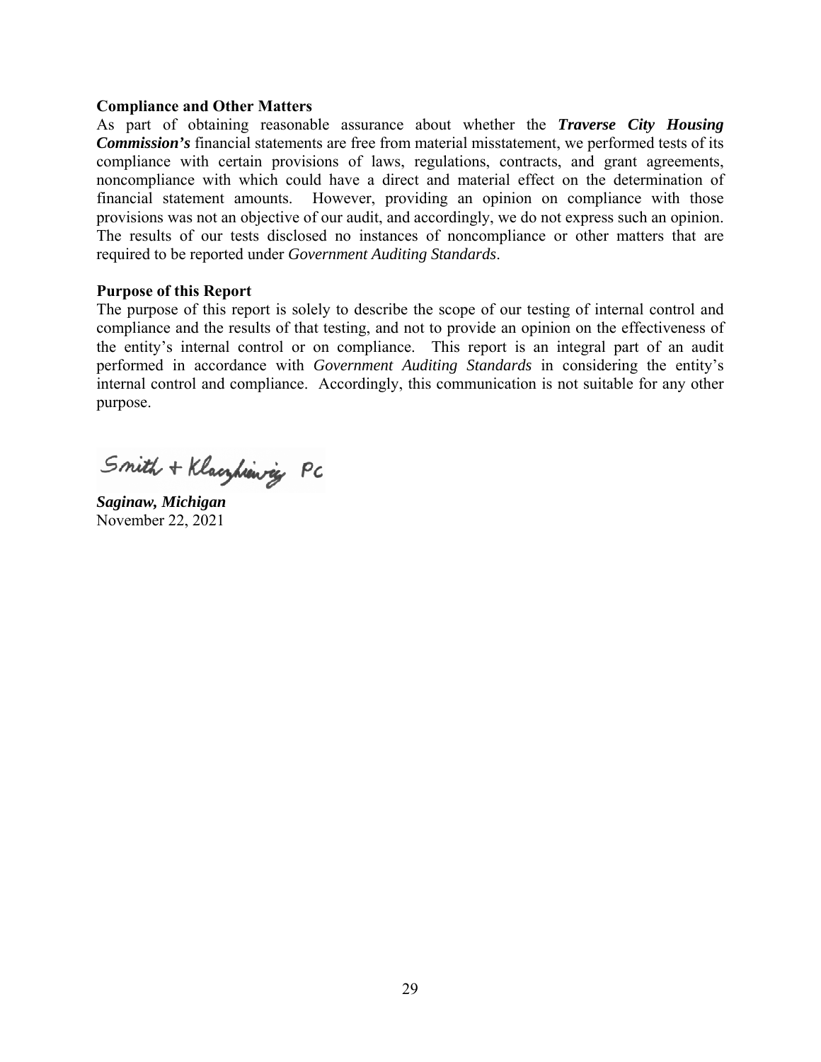**Compliance and Other Matters**

As part of obtaining reasonable assurance about whether the ***Traverse City Housing Commission's*** financial statements are free from material misstatement, we performed tests of its compliance with certain provisions of laws, regulations, contracts, and grant agreements, noncompliance with which could have a direct and material effect on the determination of financial statement amounts. However, providing an opinion on compliance with those provisions was not an objective of our audit, and accordingly, we do not express such an opinion. The results of our tests disclosed no instances of noncompliance or other matters that are required to be reported under *Government Auditing Standards*.

**Purpose of this Report**

The purpose of this report is solely to describe the scope of our testing of internal control and compliance and the results of that testing, and not to provide an opinion on the effectiveness of the entity's internal control or on compliance. This report is an integral part of an audit performed in accordance with *Government Auditing Standards* in considering the entity's internal control and compliance. Accordingly, this communication is not suitable for any other purpose.

Smith + Klaczkiewicz PC

***Saginaw, Michigan***
November 22, 2021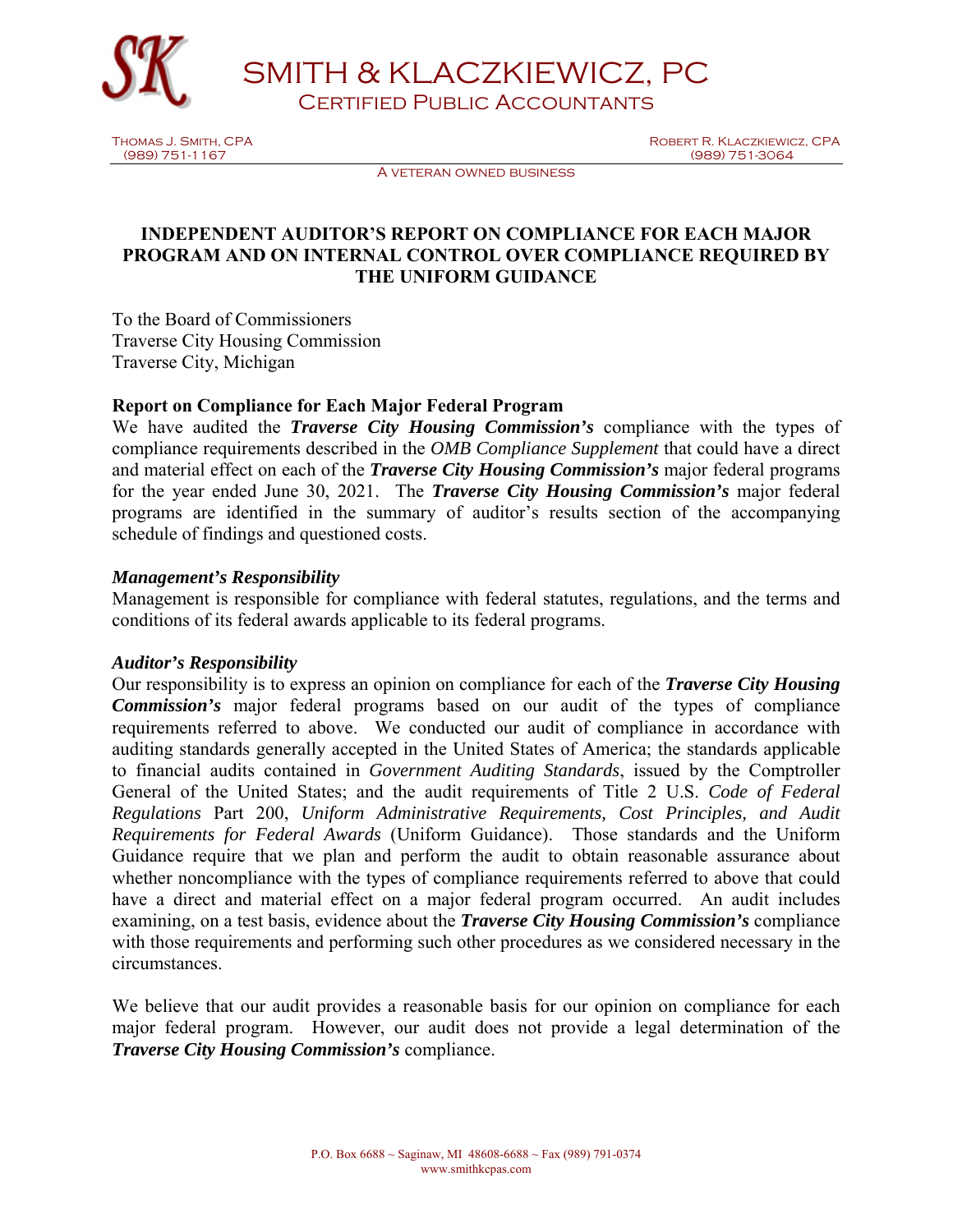SK

# SMITH & KLACZKIEWICZ, PC

CERTIFIED PUBLIC ACCOUNTANTS

THOMAS J. SMITH, CPA
(989) 751-1167

ROBERT R. KLACZKIEWICZ, CPA
(989) 751-3064

A VETERAN OWNED BUSINESS

## INDEPENDENT AUDITOR'S REPORT ON COMPLIANCE FOR EACH MAJOR PROGRAM AND ON INTERNAL CONTROL OVER COMPLIANCE REQUIRED BY THE UNIFORM GUIDANCE

To the Board of Commissioners
Traverse City Housing Commission
Traverse City, Michigan

### Report on Compliance for Each Major Federal Program

We have audited the ***Traverse City Housing Commission's*** compliance with the types of compliance requirements described in the *OMB Compliance Supplement* that could have a direct and material effect on each of the ***Traverse City Housing Commission's*** major federal programs for the year ended June 30, 2021. The ***Traverse City Housing Commission's*** major federal programs are identified in the summary of auditor's results section of the accompanying schedule of findings and questioned costs.

### *Management's Responsibility*

Management is responsible for compliance with federal statutes, regulations, and the terms and conditions of its federal awards applicable to its federal programs.

### *Auditor's Responsibility*

Our responsibility is to express an opinion on compliance for each of the ***Traverse City Housing Commission's*** major federal programs based on our audit of the types of compliance requirements referred to above. We conducted our audit of compliance in accordance with auditing standards generally accepted in the United States of America; the standards applicable to financial audits contained in *Government Auditing Standards*, issued by the Comptroller General of the United States; and the audit requirements of Title 2 U.S. *Code of Federal Regulations* Part 200, *Uniform Administrative Requirements, Cost Principles, and Audit Requirements for Federal Awards* (Uniform Guidance). Those standards and the Uniform Guidance require that we plan and perform the audit to obtain reasonable assurance about whether noncompliance with the types of compliance requirements referred to above that could have a direct and material effect on a major federal program occurred. An audit includes examining, on a test basis, evidence about the ***Traverse City Housing Commission's*** compliance with those requirements and performing such other procedures as we considered necessary in the circumstances.

We believe that our audit provides a reasonable basis for our opinion on compliance for each major federal program. However, our audit does not provide a legal determination of the ***Traverse City Housing Commission's*** compliance.

P.O. Box 6688 ~ Saginaw, MI 48608-6688 ~ Fax (989) 791-0374
www.smithkcpas.com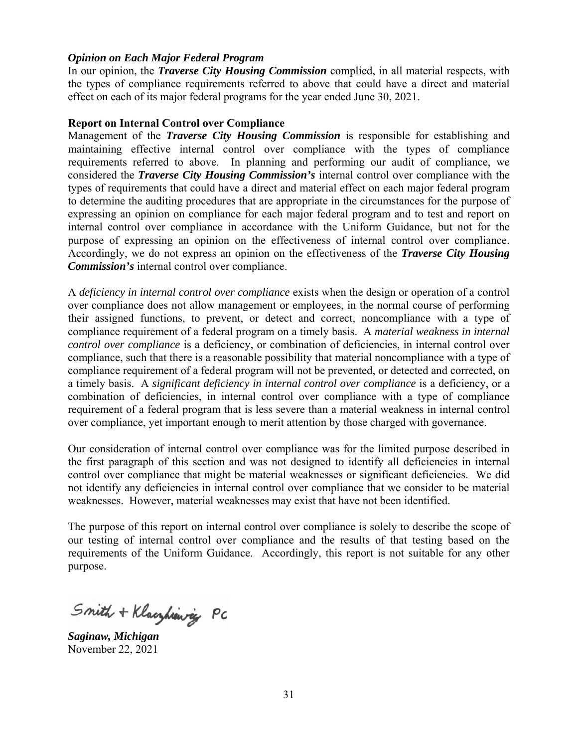***Opinion on Each Major Federal Program***

In our opinion, the ***Traverse City Housing Commission*** complied, in all material respects, with the types of compliance requirements referred to above that could have a direct and material effect on each of its major federal programs for the year ended June 30, 2021.

**Report on Internal Control over Compliance**

Management of the ***Traverse City Housing Commission*** is responsible for establishing and maintaining effective internal control over compliance with the types of compliance requirements referred to above. In planning and performing our audit of compliance, we considered the ***Traverse City Housing Commission's*** internal control over compliance with the types of requirements that could have a direct and material effect on each major federal program to determine the auditing procedures that are appropriate in the circumstances for the purpose of expressing an opinion on compliance for each major federal program and to test and report on internal control over compliance in accordance with the Uniform Guidance, but not for the purpose of expressing an opinion on the effectiveness of internal control over compliance. Accordingly, we do not express an opinion on the effectiveness of the ***Traverse City Housing Commission's*** internal control over compliance.

A *deficiency in internal control over compliance* exists when the design or operation of a control over compliance does not allow management or employees, in the normal course of performing their assigned functions, to prevent, or detect and correct, noncompliance with a type of compliance requirement of a federal program on a timely basis. A *material weakness in internal control over compliance* is a deficiency, or combination of deficiencies, in internal control over compliance, such that there is a reasonable possibility that material noncompliance with a type of compliance requirement of a federal program will not be prevented, or detected and corrected, on a timely basis. A *significant deficiency in internal control over compliance* is a deficiency, or a combination of deficiencies, in internal control over compliance with a type of compliance requirement of a federal program that is less severe than a material weakness in internal control over compliance, yet important enough to merit attention by those charged with governance.

Our consideration of internal control over compliance was for the limited purpose described in the first paragraph of this section and was not designed to identify all deficiencies in internal control over compliance that might be material weaknesses or significant deficiencies. We did not identify any deficiencies in internal control over compliance that we consider to be material weaknesses. However, material weaknesses may exist that have not been identified.

The purpose of this report on internal control over compliance is solely to describe the scope of our testing of internal control over compliance and the results of that testing based on the requirements of the Uniform Guidance. Accordingly, this report is not suitable for any other purpose.

Smith + Klaczkiewicz, PC

***Saginaw, Michigan***
November 22, 2021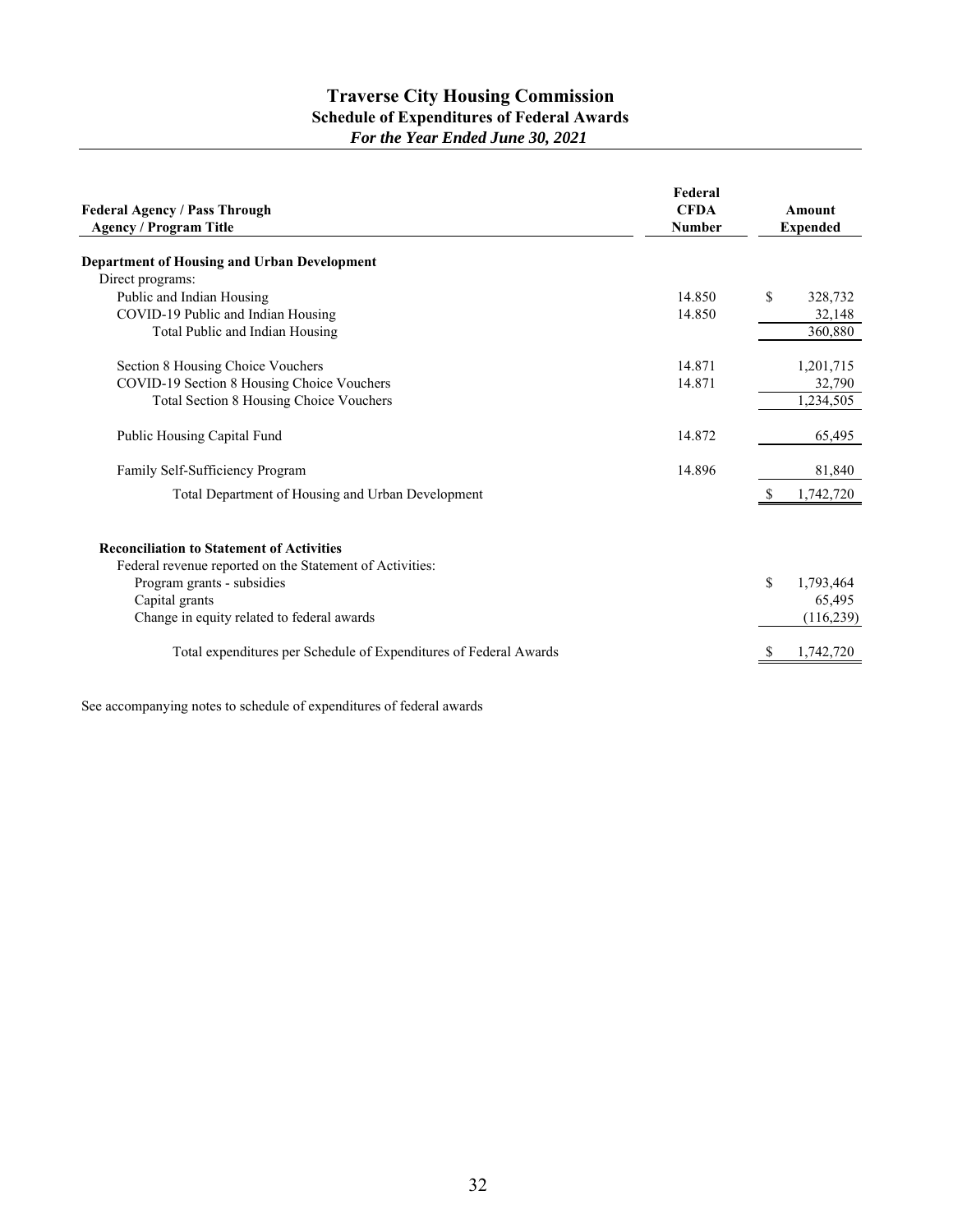# Traverse City Housing Commission

## Schedule of Expenditures of Federal Awards

### *For the Year Ended June 30, 2021*

| Federal Agency / Pass Through Agency / Program Title | Federal CFDA Number | Amount Expended |
|---|---|---|
| **Department of Housing and Urban Development** | | |
| Direct programs: | | |
| Public and Indian Housing | 14.850 | $ 328,732 |
| COVID-19 Public and Indian Housing | 14.850 | 32,148 |
| Total Public and Indian Housing | | 360,880 |
| Section 8 Housing Choice Vouchers | 14.871 | 1,201,715 |
| COVID-19 Section 8 Housing Choice Vouchers | 14.871 | 32,790 |
| Total Section 8 Housing Choice Vouchers | | 1,234,505 |
| Public Housing Capital Fund | 14.872 | 65,495 |
| Family Self-Sufficiency Program | 14.896 | 81,840 |
| Total Department of Housing and Urban Development | | $ 1,742,720 |

| | |
|---|---|
| **Reconciliation to Statement of Activities** | |
| Federal revenue reported on the Statement of Activities: | |
| Program grants - subsidies | $ 1,793,464 |
| Capital grants | 65,495 |
| Change in equity related to federal awards | (116,239) |
| Total expenditures per Schedule of Expenditures of Federal Awards | $ 1,742,720 |

See accompanying notes to schedule of expenditures of federal awards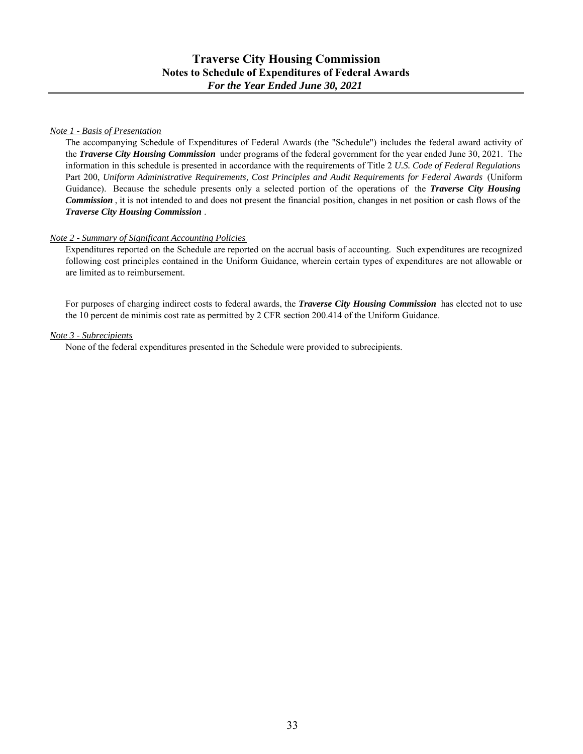# Traverse City Housing Commission

## Notes to Schedule of Expenditures of Federal Awards

### *For the Year Ended June 30, 2021*

*Note 1 - Basis of Presentation*

The accompanying Schedule of Expenditures of Federal Awards (the "Schedule") includes the federal award activity of the ***Traverse City Housing Commission*** under programs of the federal government for the year ended June 30, 2021. The information in this schedule is presented in accordance with the requirements of Title 2 *U.S. Code of Federal Regulations* Part 200, *Uniform Administrative Requirements, Cost Principles and Audit Requirements for Federal Awards* (Uniform Guidance). Because the schedule presents only a selected portion of the operations of the ***Traverse City Housing Commission***, it is not intended to and does not present the financial position, changes in net position or cash flows of the ***Traverse City Housing Commission***.

*Note 2 - Summary of Significant Accounting Policies*

Expenditures reported on the Schedule are reported on the accrual basis of accounting. Such expenditures are recognized following cost principles contained in the Uniform Guidance, wherein certain types of expenditures are not allowable or are limited as to reimbursement.

For purposes of charging indirect costs to federal awards, the ***Traverse City Housing Commission*** has elected not to use the 10 percent de minimis cost rate as permitted by 2 CFR section 200.414 of the Uniform Guidance.

*Note 3 - Subrecipients*

None of the federal expenditures presented in the Schedule were provided to subrecipients.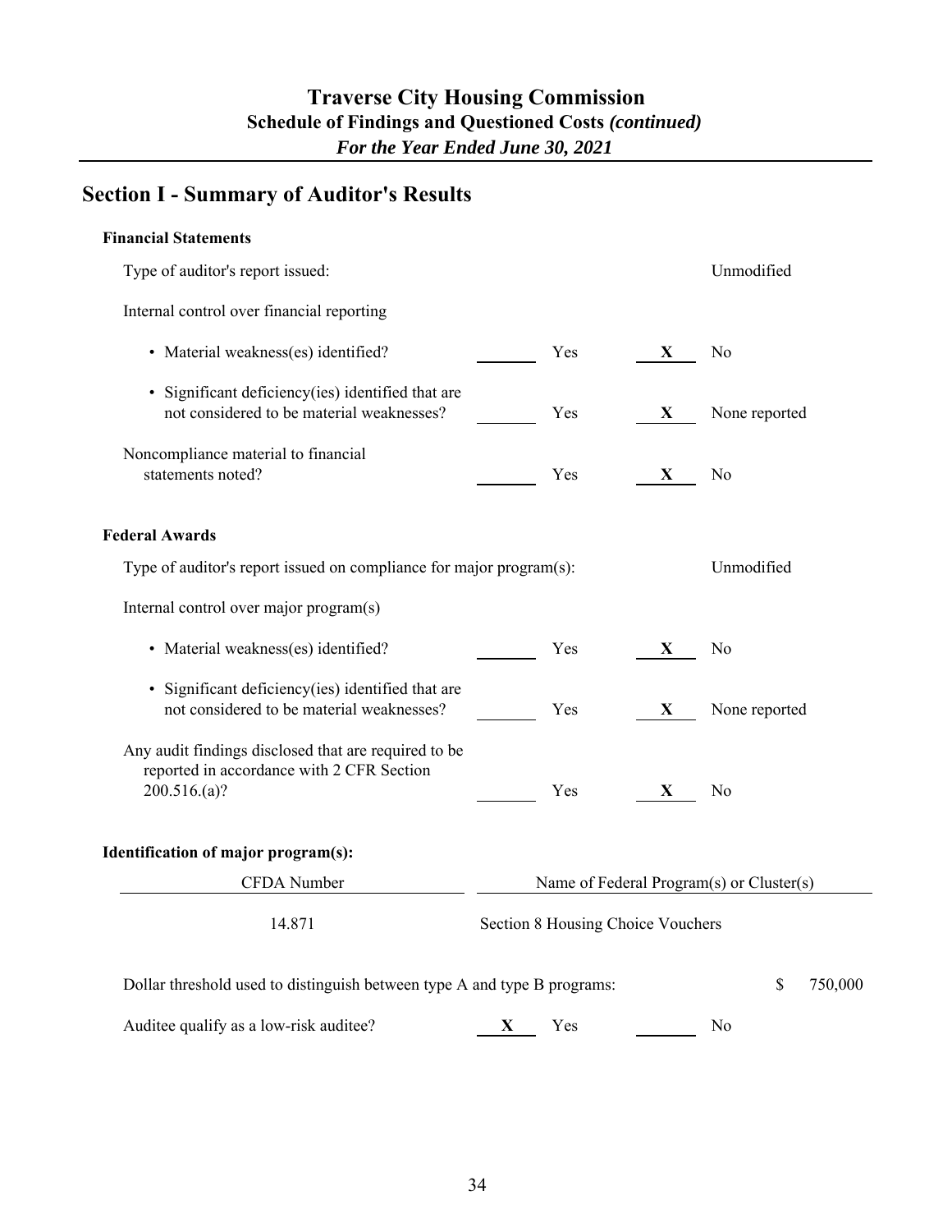# Traverse City Housing Commission

## Schedule of Findings and Questioned Costs *(continued)*

***For the Year Ended June 30, 2021***

## Section I - Summary of Auditor's Results

**Financial Statements**

| | | | | |
|---|---|---|---|---|
| Type of auditor's report issued: | | | | Unmodified |
| Internal control over financial reporting | | | | |
| • Material weakness(es) identified? | | Yes | X | No |
| • Significant deficiency(ies) identified that are not considered to be material weaknesses? | | Yes | X | None reported |
| Noncompliance material to financial statements noted? | | Yes | X | No |

**Federal Awards**

| | | | | |
|---|---|---|---|---|
| Type of auditor's report issued on compliance for major program(s): | | | | Unmodified |
| Internal control over major program(s) | | | | |
| • Material weakness(es) identified? | | Yes | X | No |
| • Significant deficiency(ies) identified that are not considered to be material weaknesses? | | Yes | X | None reported |
| Any audit findings disclosed that are required to be reported in accordance with 2 CFR Section 200.516.(a)? | | Yes | X | No |

**Identification of major program(s):**

| CFDA Number | Name of Federal Program(s) or Cluster(s) |
|---|---|
| 14.871 | Section 8 Housing Choice Vouchers |

| | | | | |
|---|---|---|---|---|
| Dollar threshold used to distinguish between type A and type B programs: | | | | $ 750,000 |
| Auditee qualify as a low-risk auditee? | X | Yes | | No |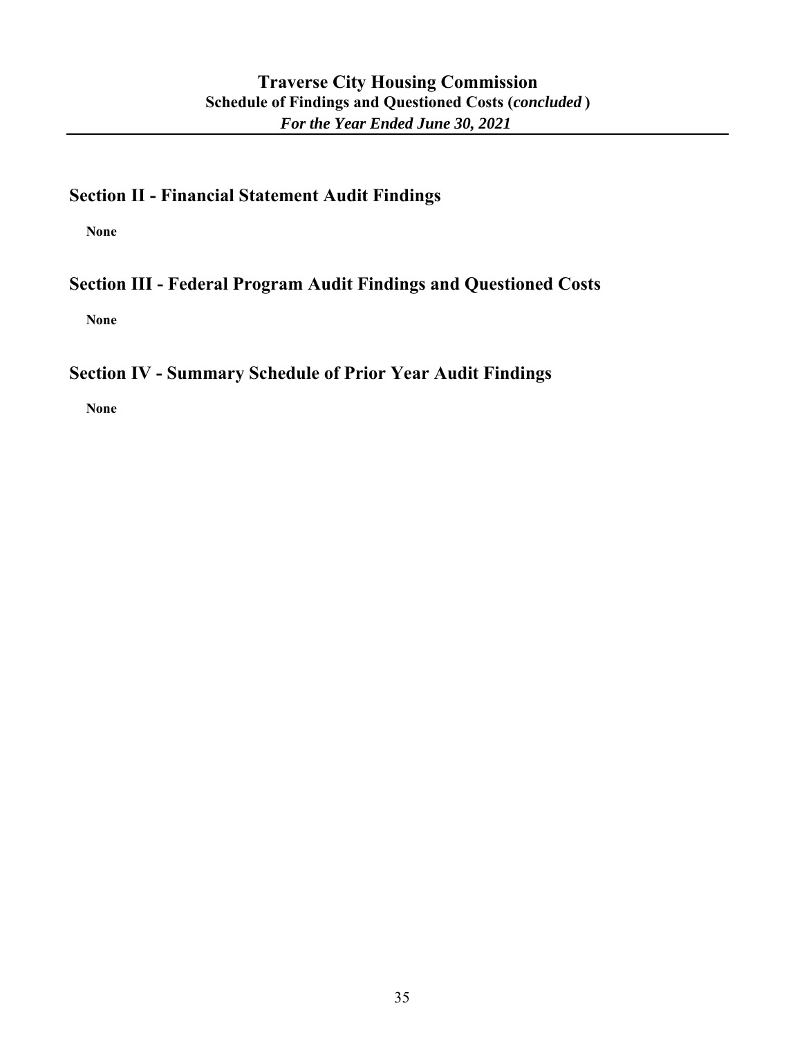# Traverse City Housing Commission

**Schedule of Findings and Questioned Costs (*concluded*)**

***For the Year Ended June 30, 2021***

## Section II - Financial Statement Audit Findings

**None**

## Section III - Federal Program Audit Findings and Questioned Costs

**None**

## Section IV - Summary Schedule of Prior Year Audit Findings

**None**